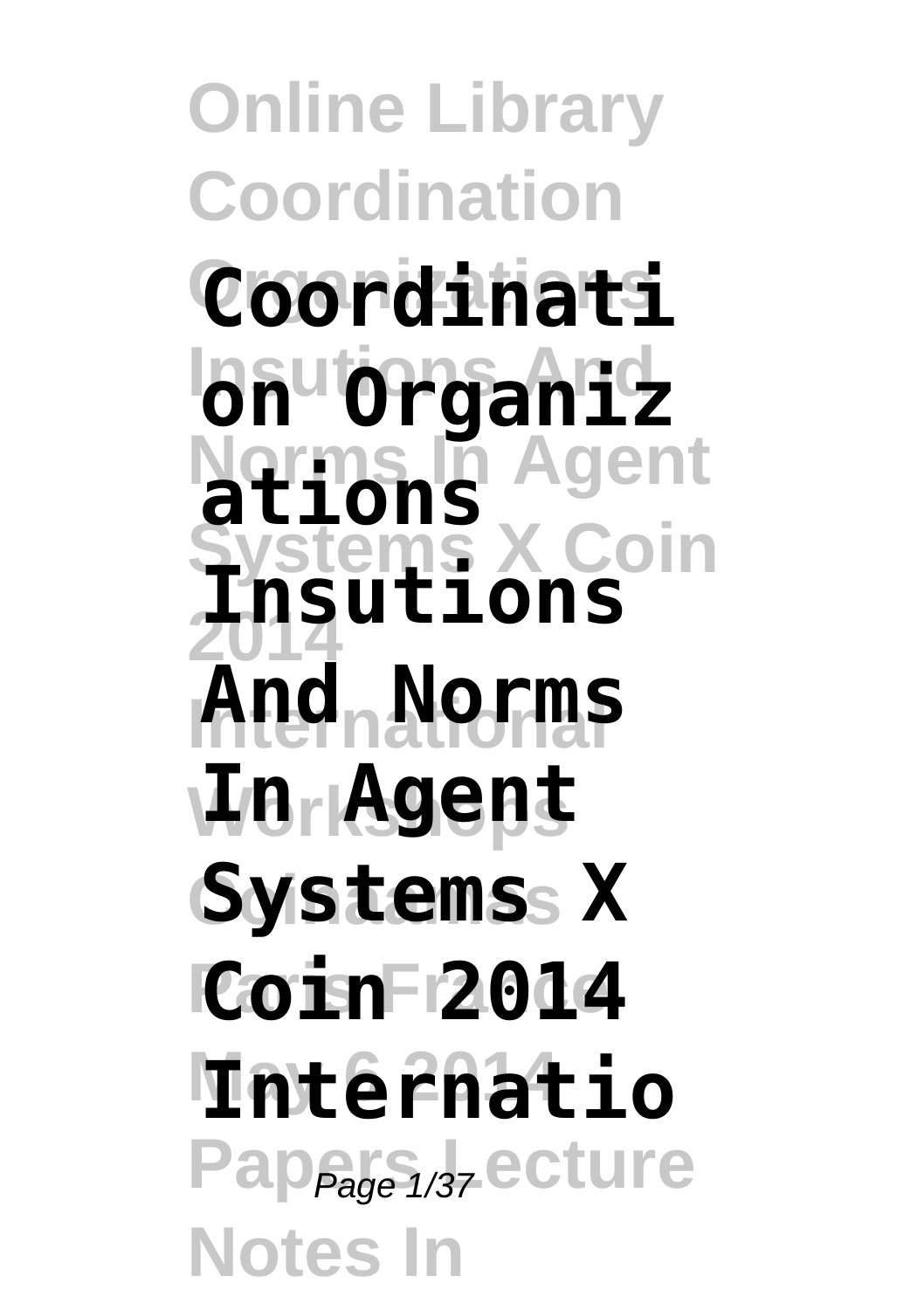# Coordination Organizations Insutions And Norms In Agent Systems X Coin 2014 International Papers Lecture Notes In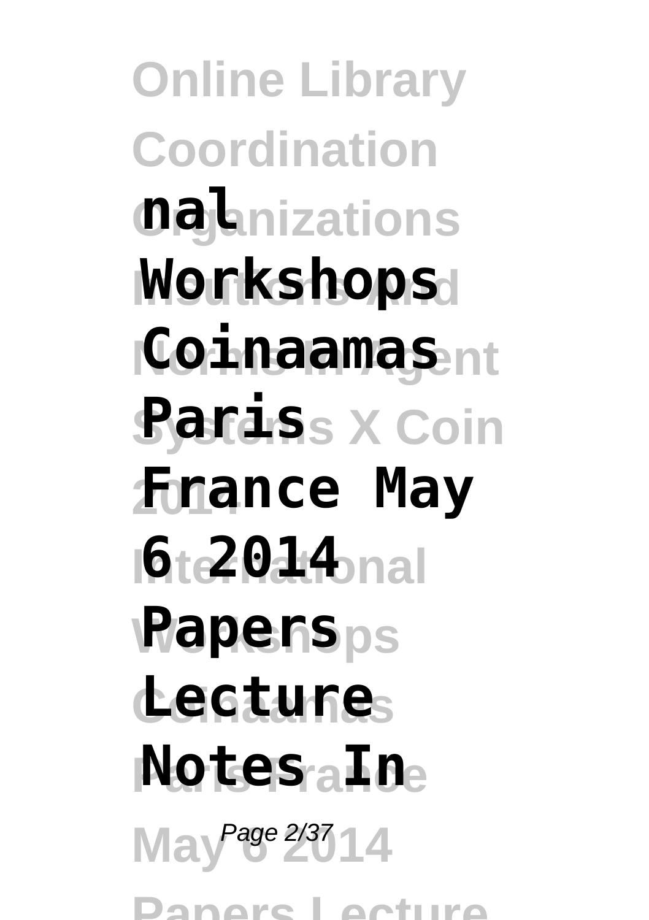**nal Workshops Coinaamas Paris France May 6 2014 Papers Lecture Notes In**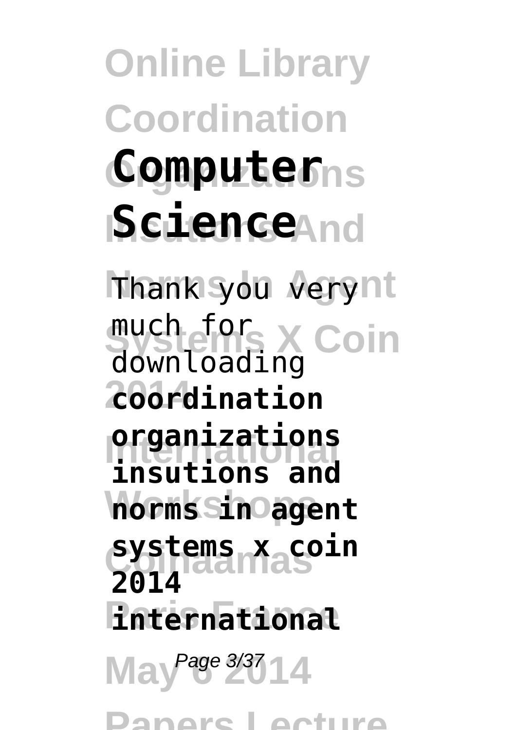# Computer Science

Thank you very much for downloading **coordination organizations insutions and norms in agent systems x coin 2014 international**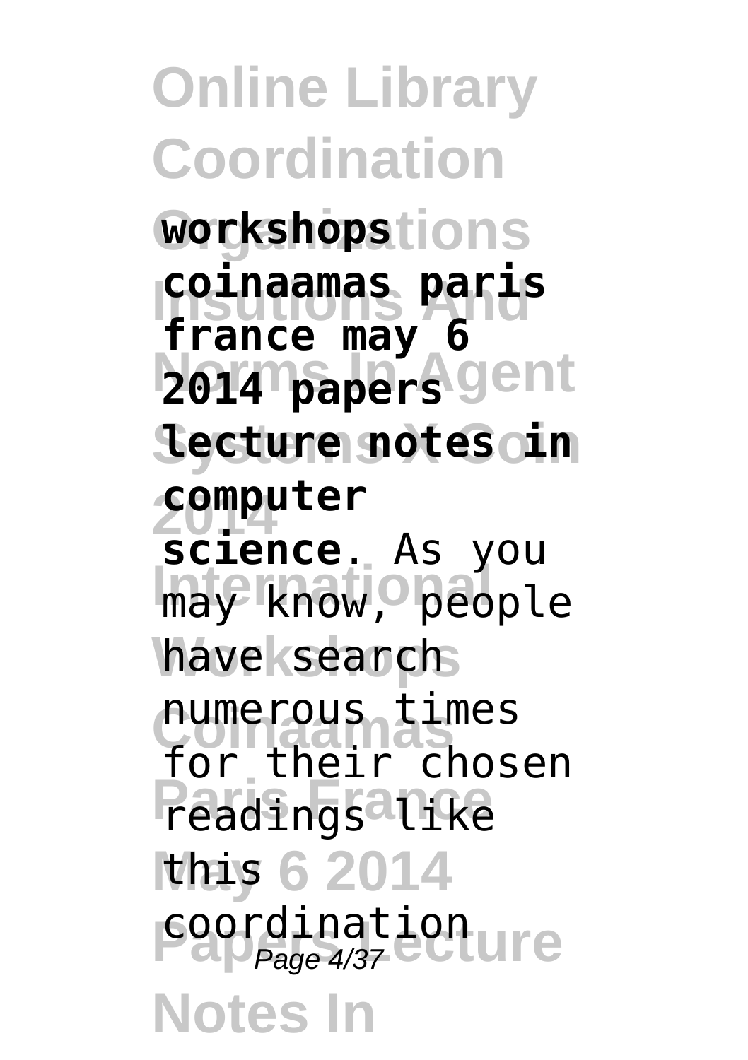**workshops coinaamas paris france may 6 2014 papers lecture notes in computer science**. As you may know, people have search numerous times for their chosen readings like this coordination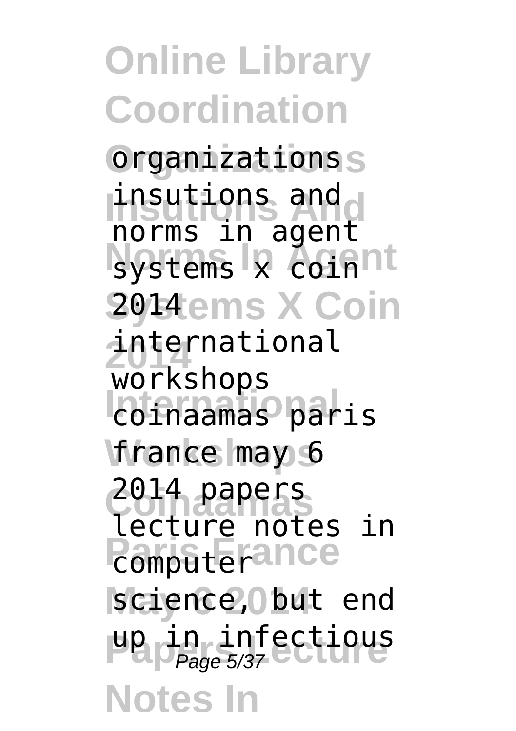organizations insutions and norms in agent systems x coin 2014 international workshops coinaamas paris france may 6 2014 papers lecture notes in computer science, but end up in infectious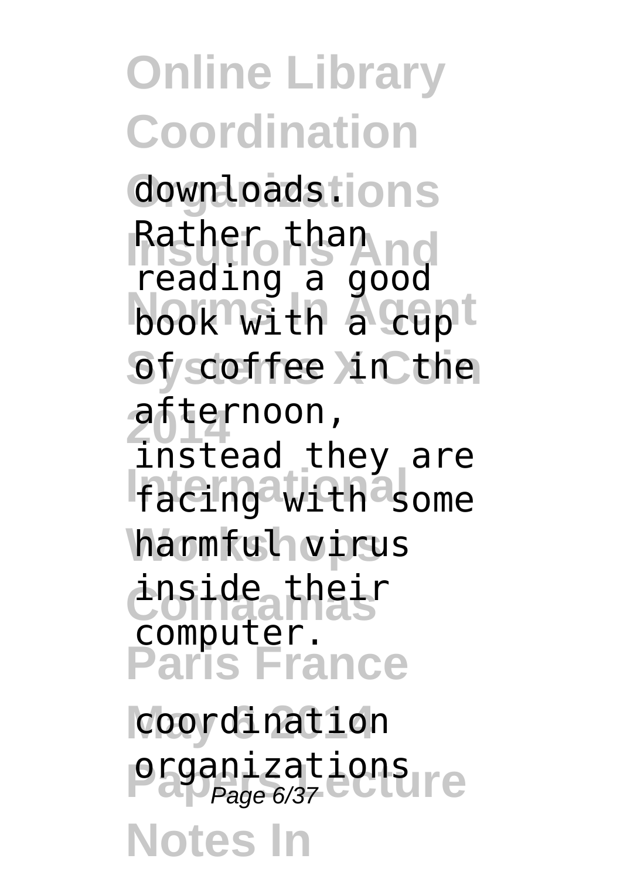downloads. Rather than reading a good book with a cup of coffee in the afternoon, instead they are facing with some harmful virus inside their computer.

coordination organizations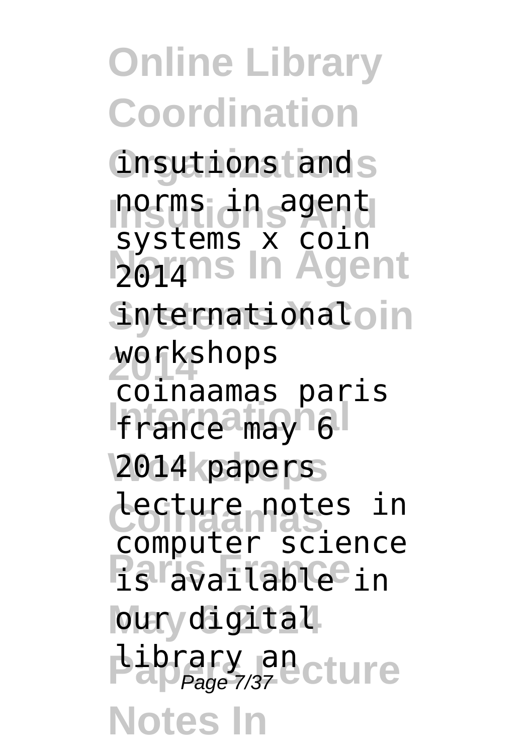insutions and norms in agent systems x coin 2014 international workshops coinaamas paris france may 6 2014 papers lecture notes in computer science is available in our digital library an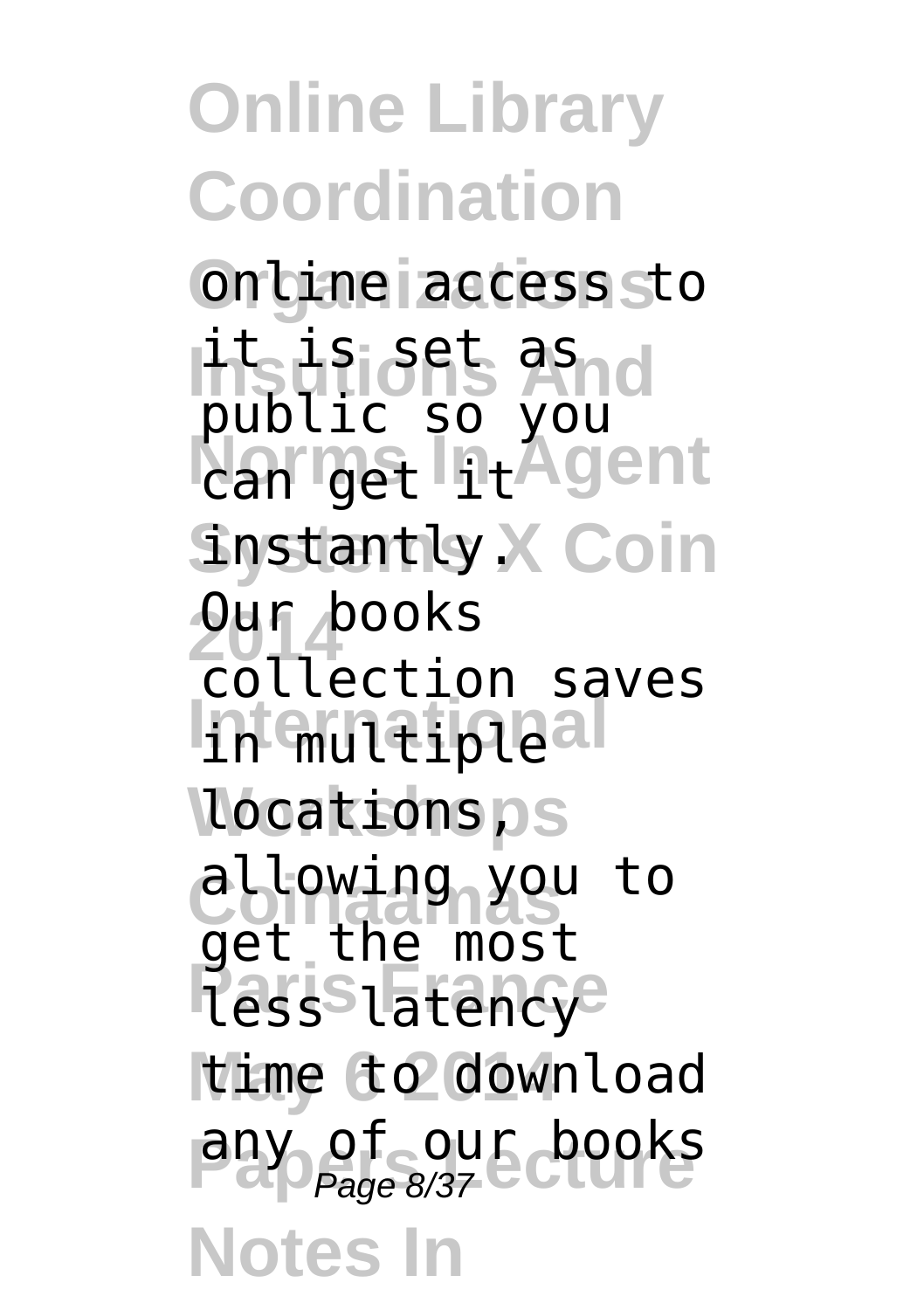online access to it is set as public so you can get it instantly.

Our books collection saves in multiple locations, allowing you to get the most less latency time to download any of our books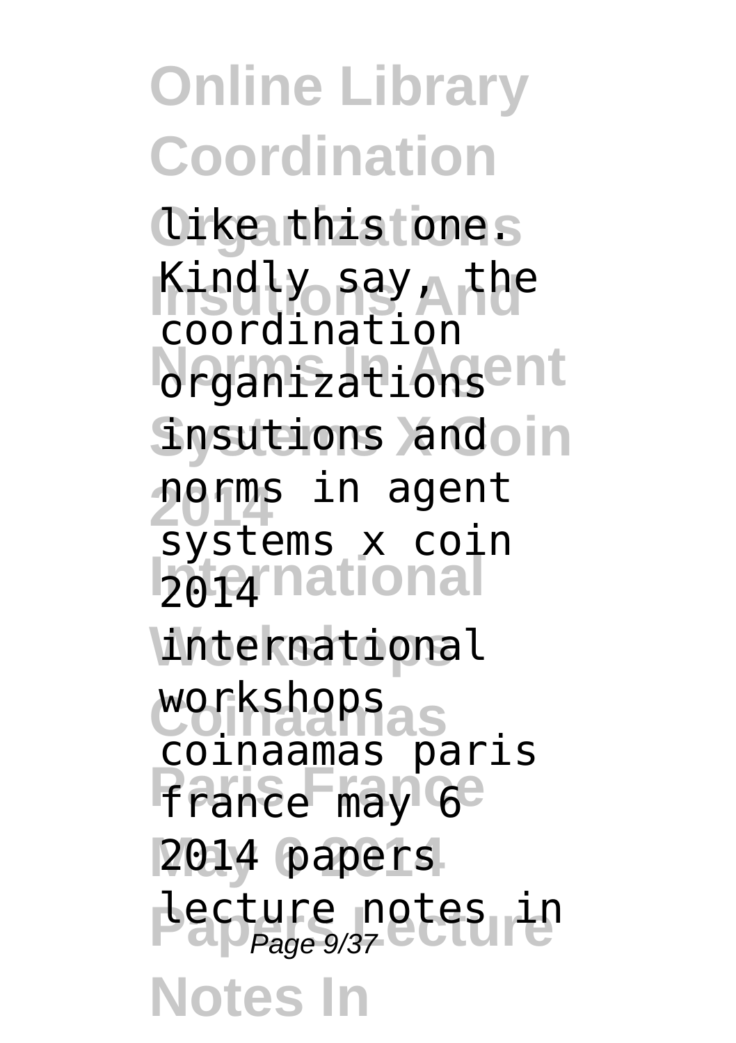like this one. Kindly say, the coordination organizations insutions and norms in agent systems x coin 2014 international workshops coinaamas paris france may 6 2014 papers lecture notes in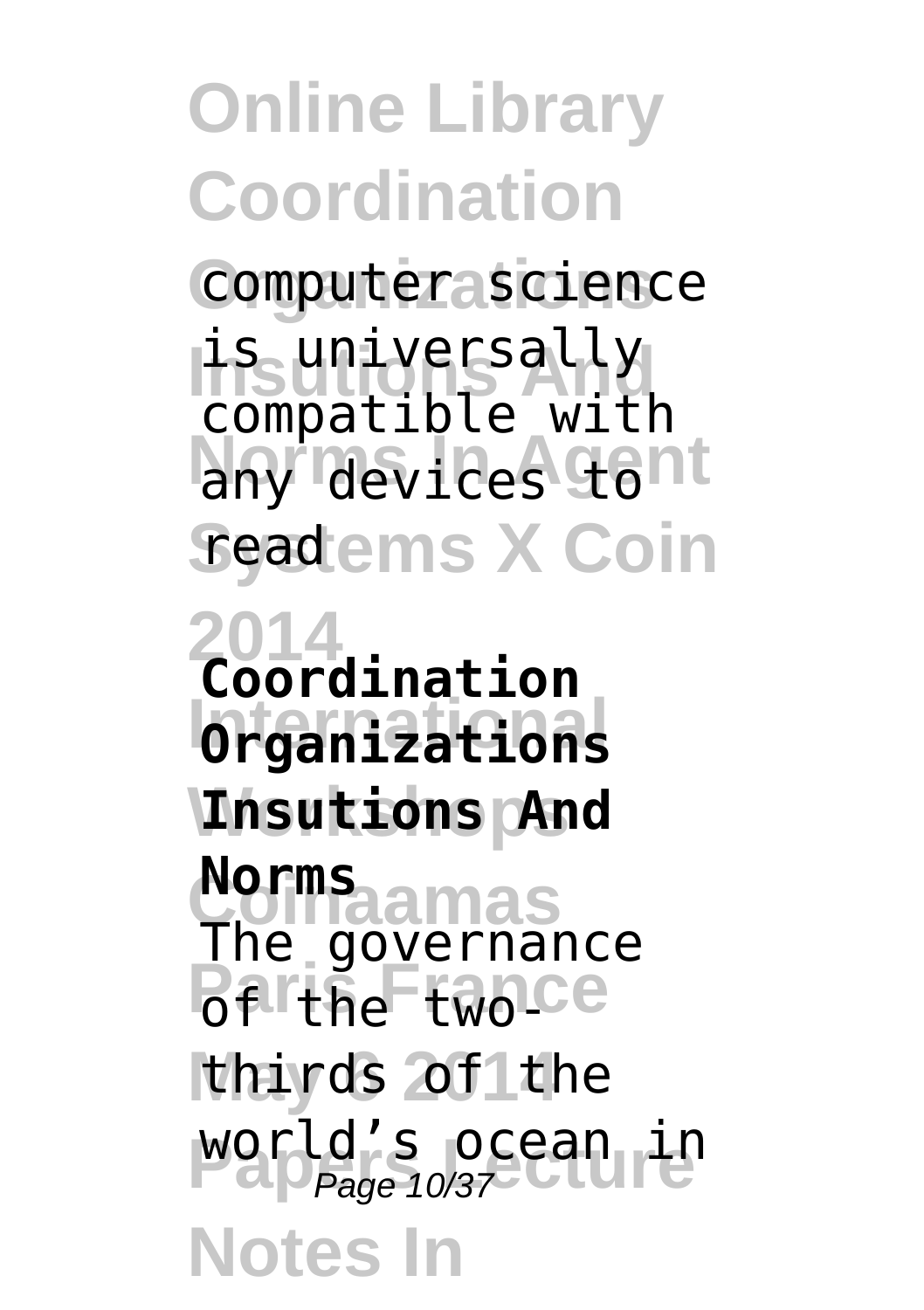computer science is universally compatible with any devices to read

**Coordination Organizations Insutions And Norms**

The governance of the two-thirds of the world's ocean in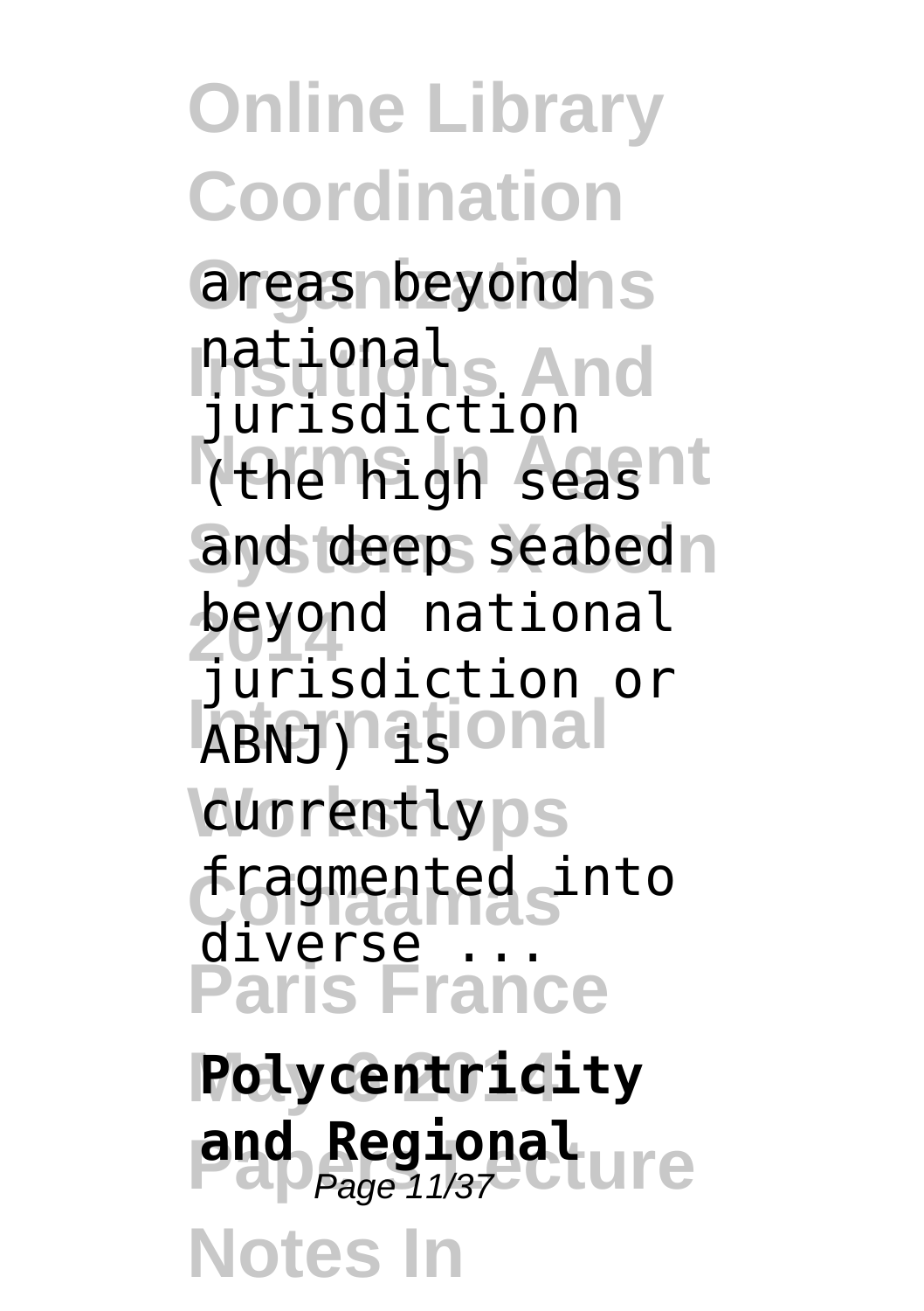areas beyond national jurisdiction (the high seas and deep seabed beyond national jurisdiction or ABNJ) is currently fragmented into diverse ...

**Polycentricity and Regional**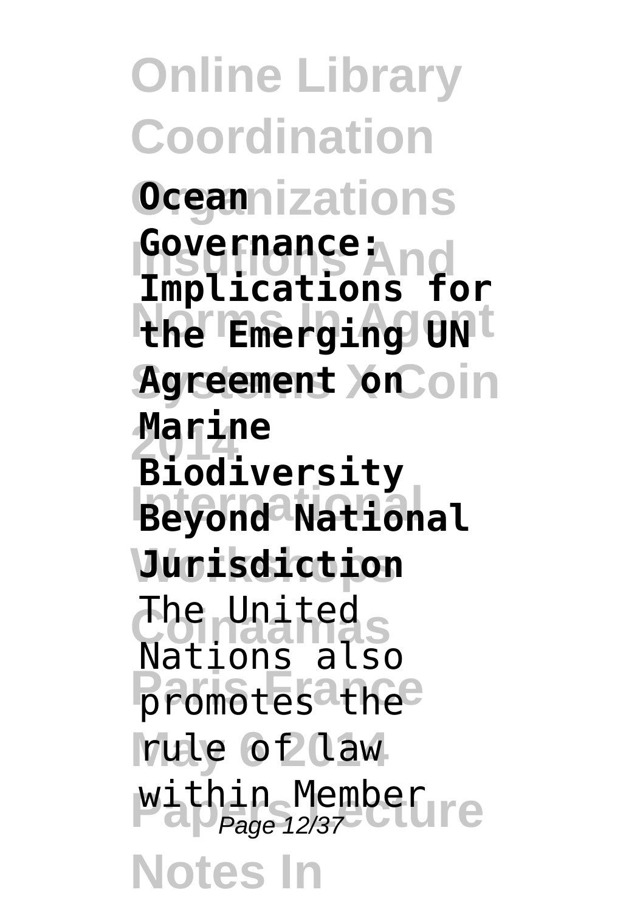**Ocean Governance: Implications for the Emerging UN Agreement on Marine Biodiversity Beyond National Jurisdiction**

The United Nations also promotes the rule of law within Member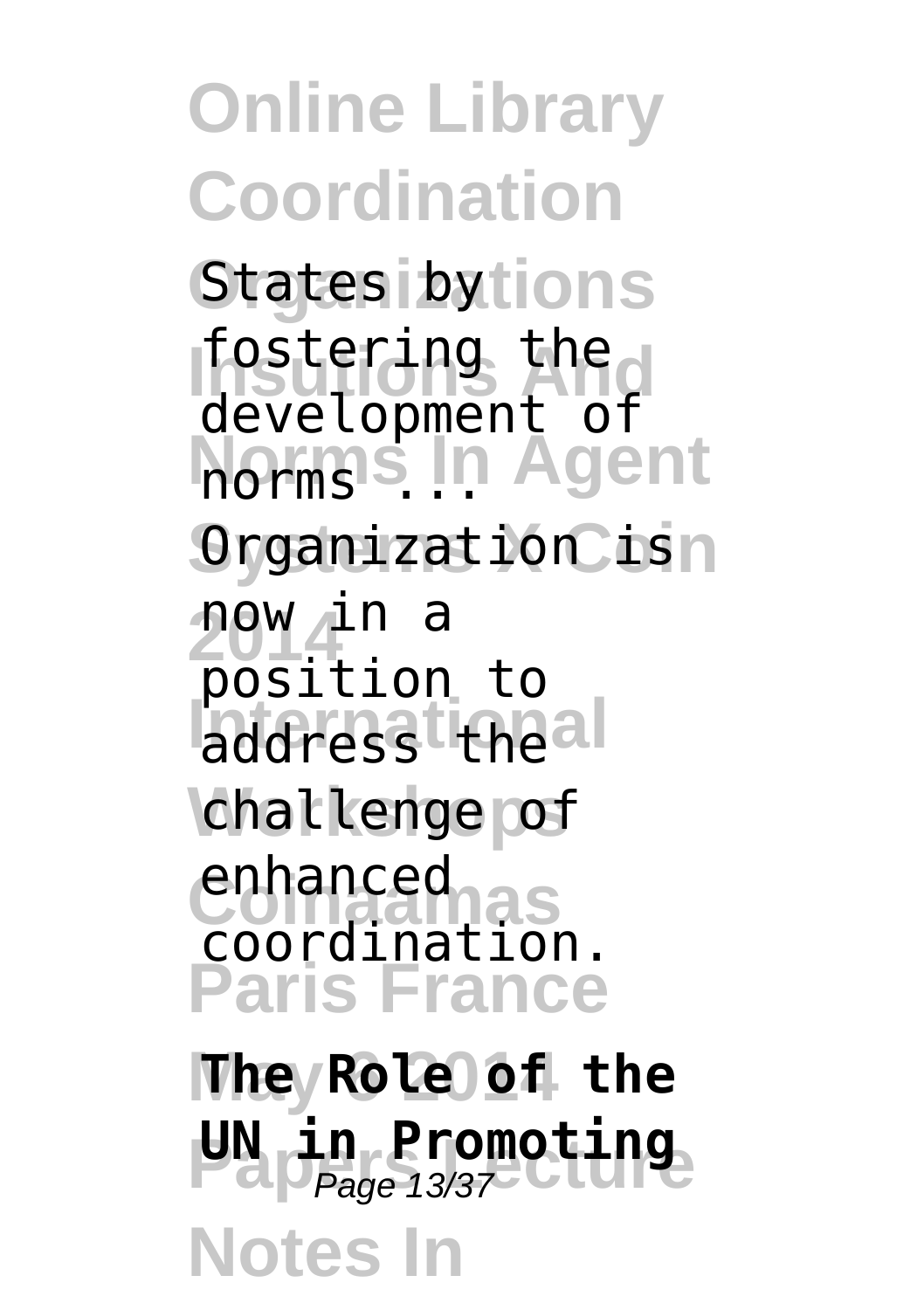States by fostering the development of norms ...

Organization is now in a position to address the challenge of enhanced coordination.

**The Role of the UN in Promoting**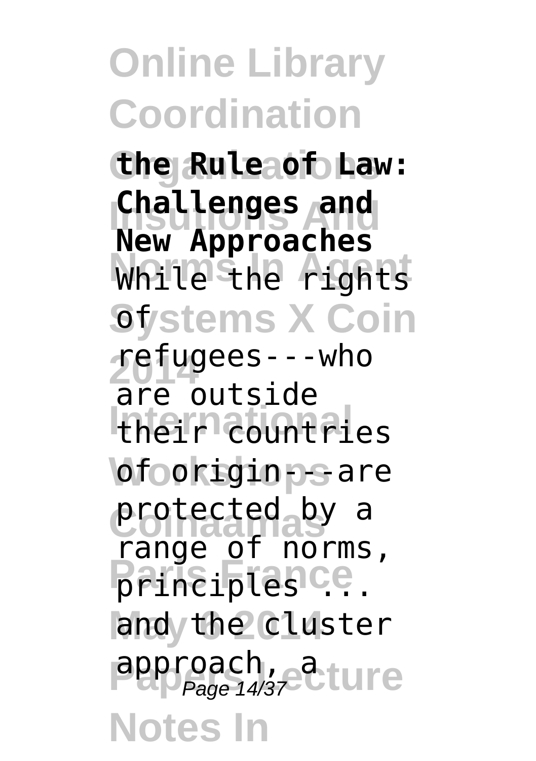**the Rule of Law: Challenges and New Approaches**

While the rights of refugees---who are outside their countries of origin---are protected by a range of norms, principles ... and the cluster approach, a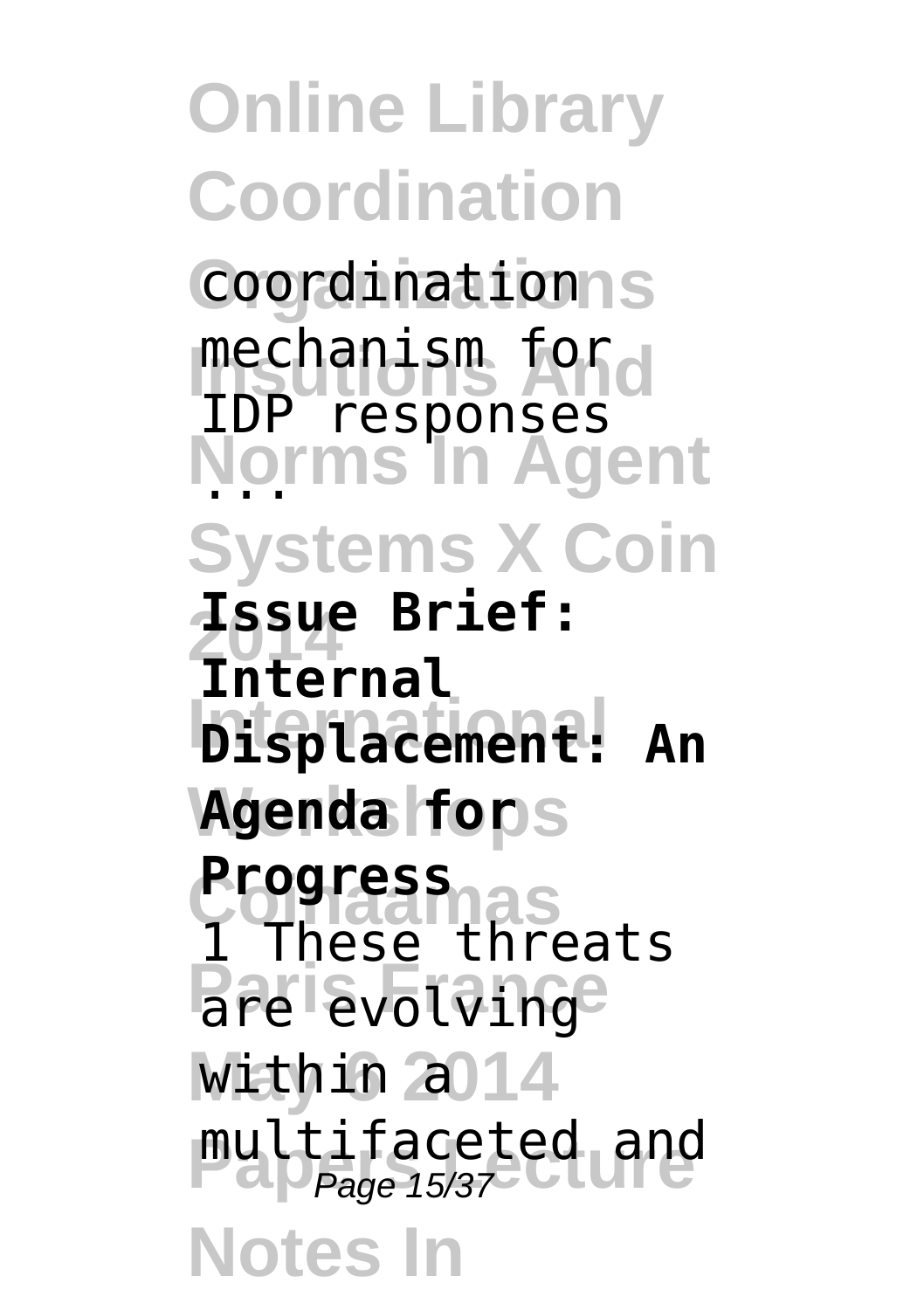coordination mechanism for IDP responses ...

**Issue Brief: Internal Displacement: An Agenda for Progress**

1 These threats are evolving within a multifaceted and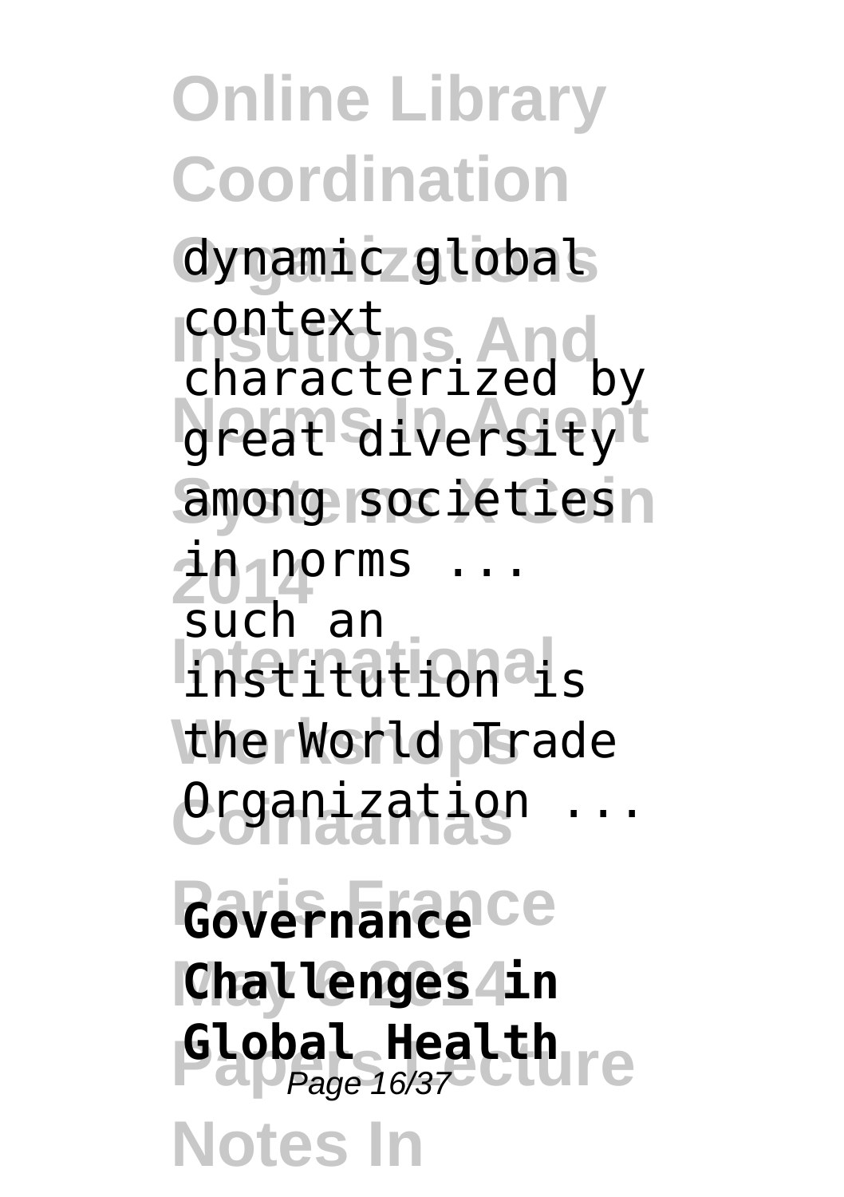dynamic global context characterized by great diversity among societies in norms ... such an institution is the World Trade Organization ...

**Governance Challenges in Global Health**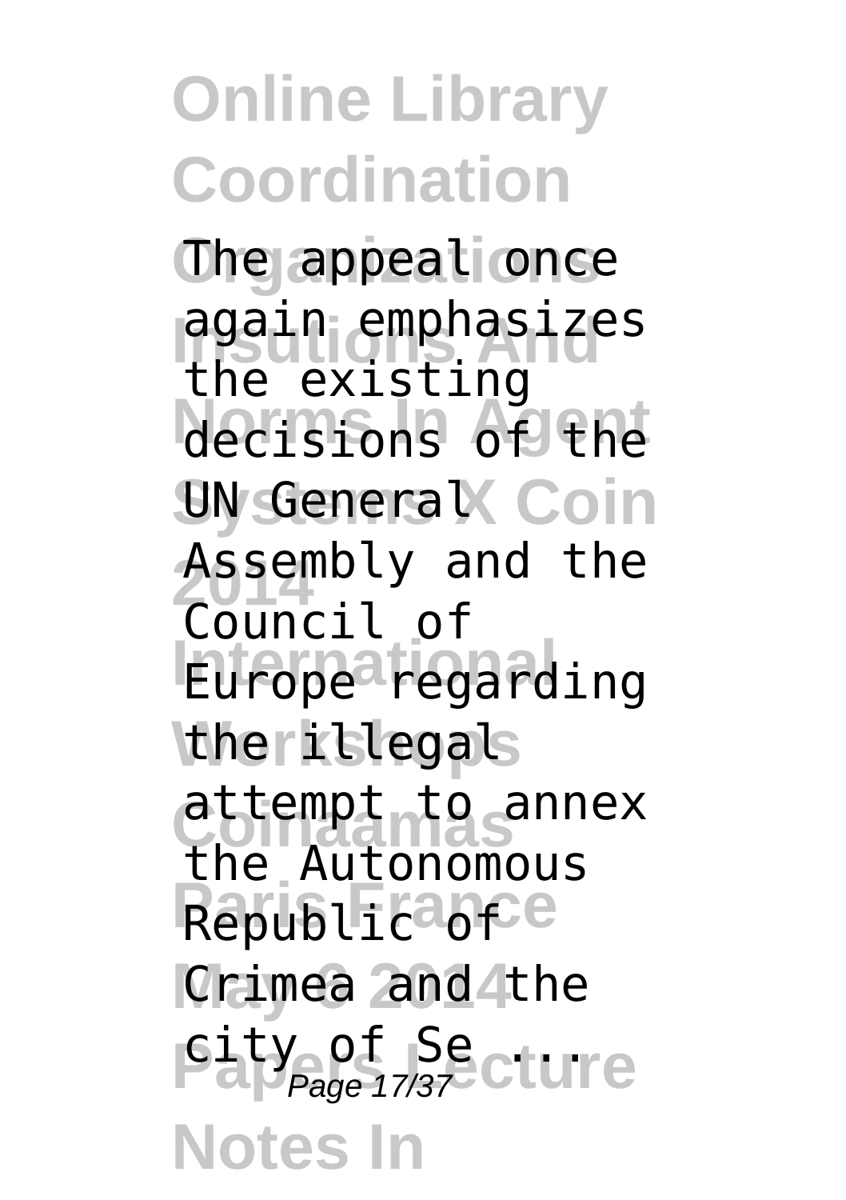The appeal once again emphasizes the existing decisions of the UN General Assembly and the Council of Europe regarding the illegal attempt to annex the Autonomous Republic of Crimea and the city of Se ...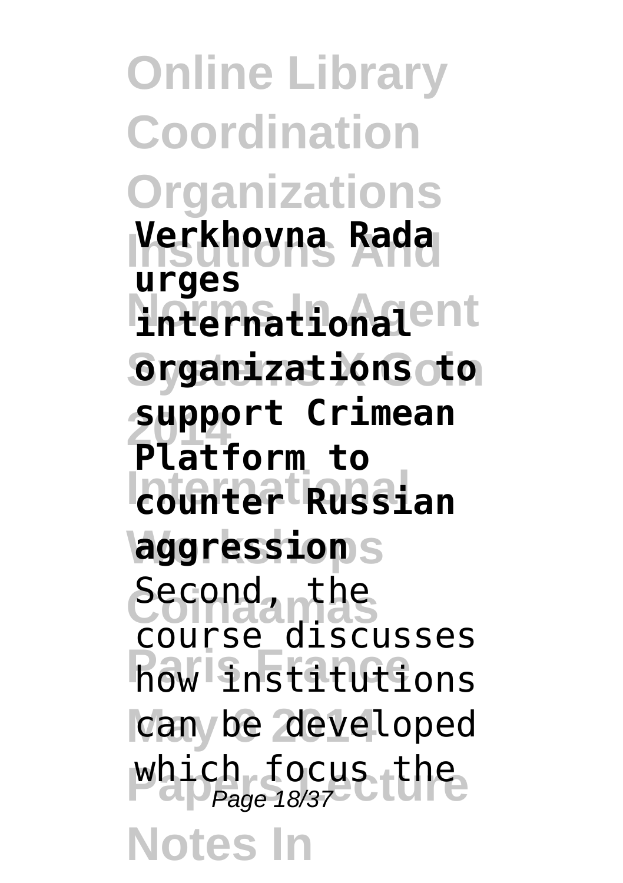**Verkhovna Rada urges international organizations to support Crimean Platform to counter Russian aggression**

Second, the course discusses how institutions can be developed which focus the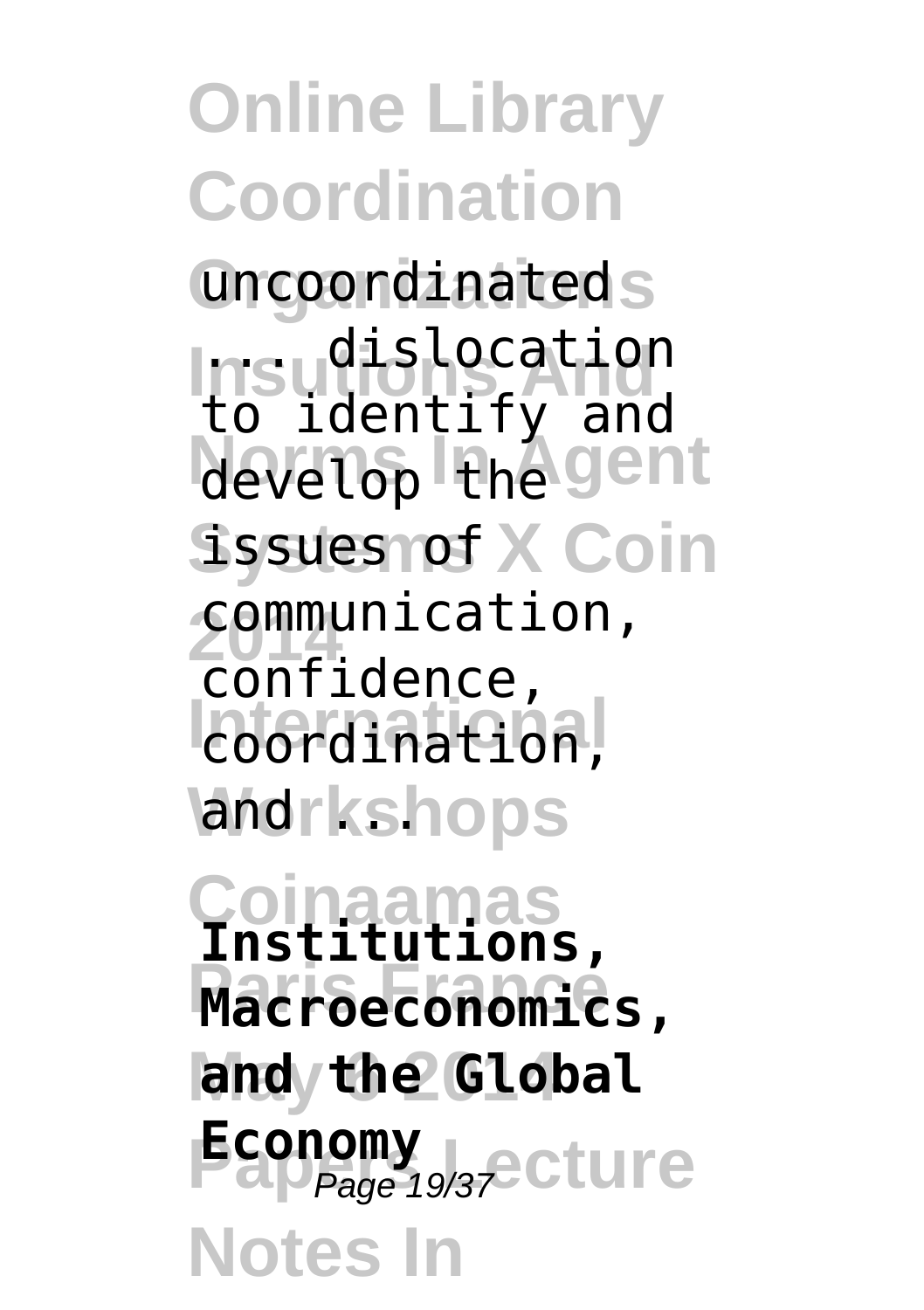uncoordinated ... dislocation to identify and develop the issues of communication, confidence, coordination, and ...

**Institutions, Macroeconomics, and the Global Economy**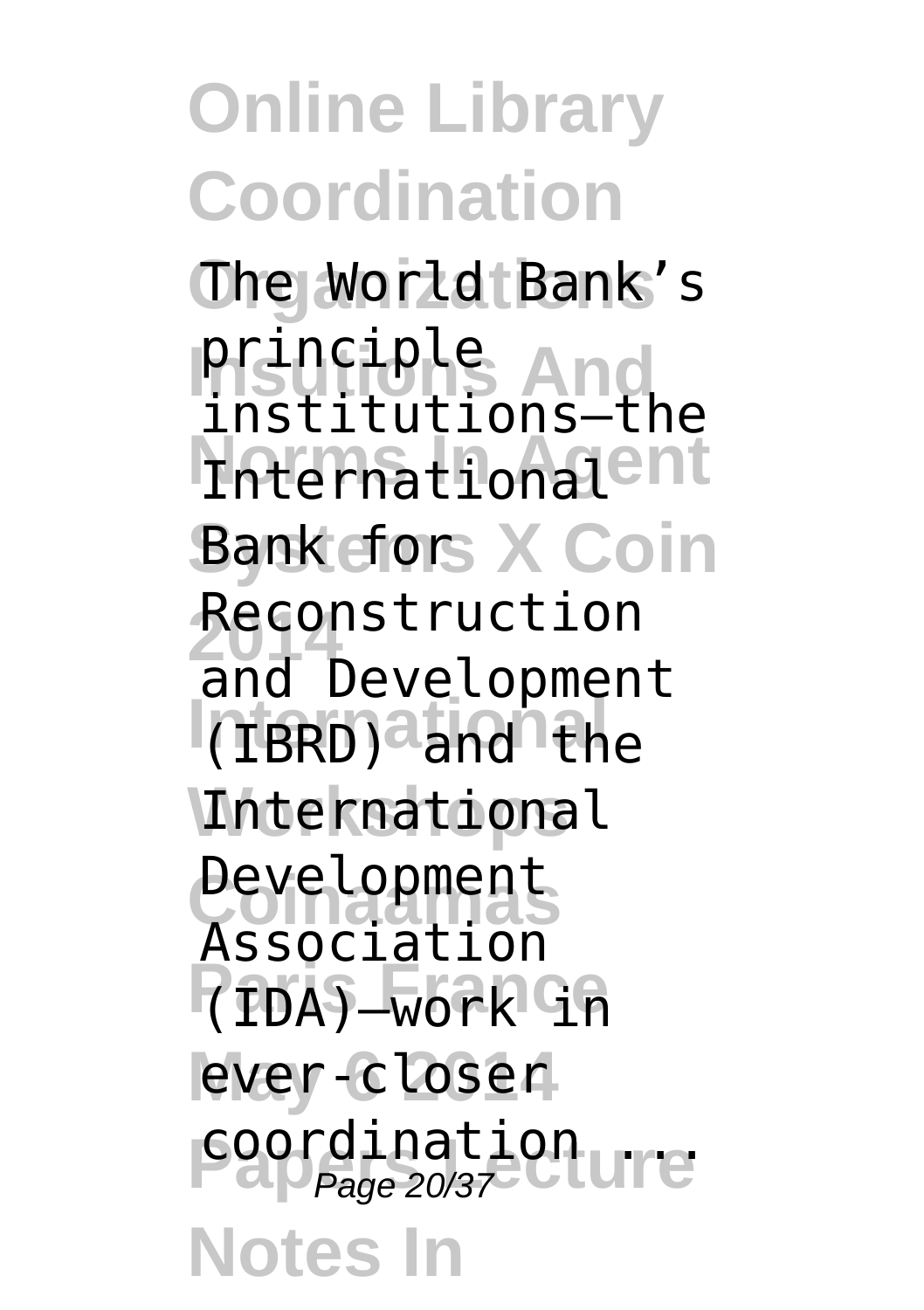The World Bank's principle institutions—the International Bank for Reconstruction and Development (IBRD) and the International Development Association (IDA)—work in ever-closer coordination ...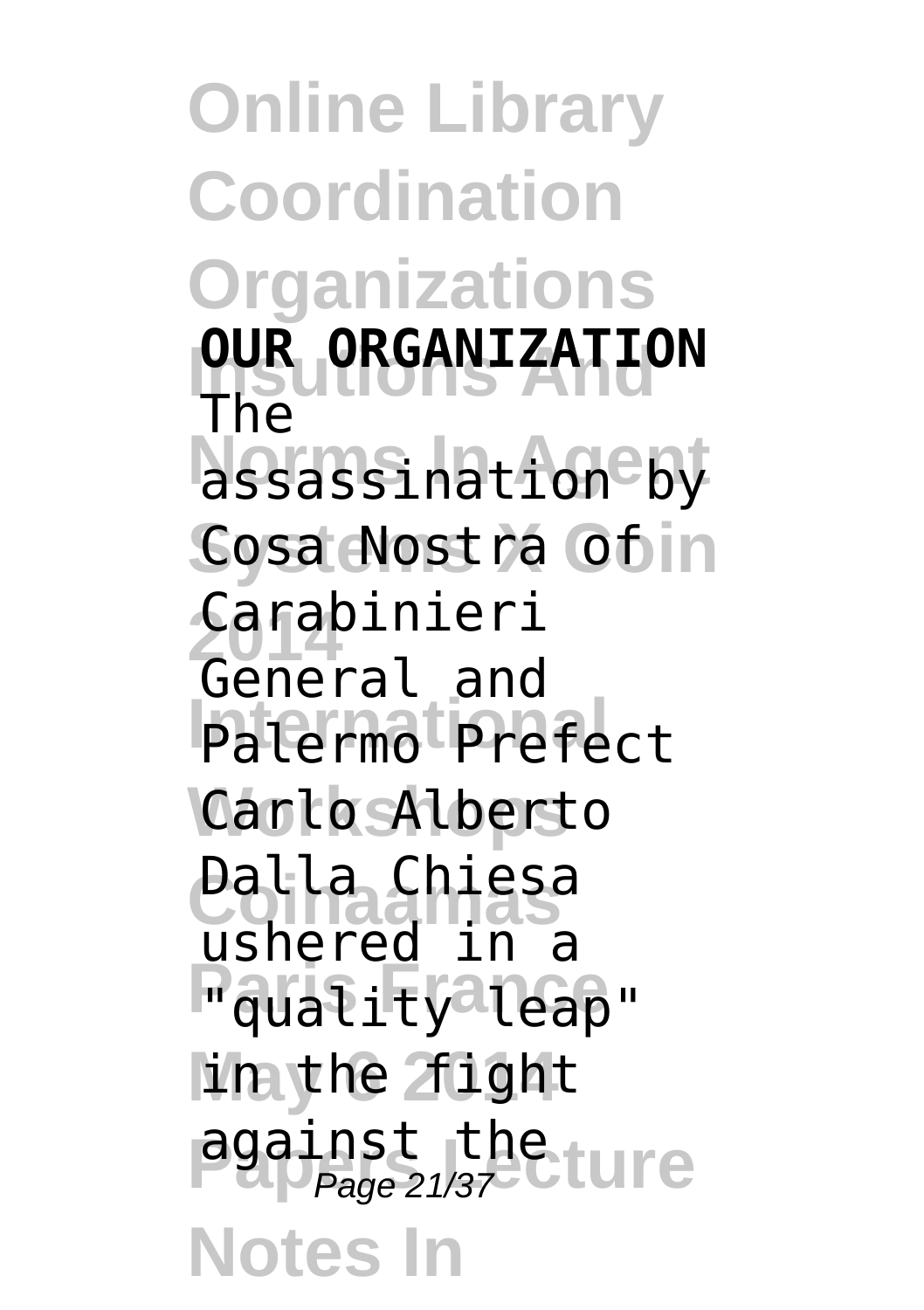**OUR ORGANIZATION** The assassination by Cosa Nostra of Carabinieri General and Palermo Prefect Carlo Alberto Dalla Chiesa ushered in a "quality leap" in the fight against the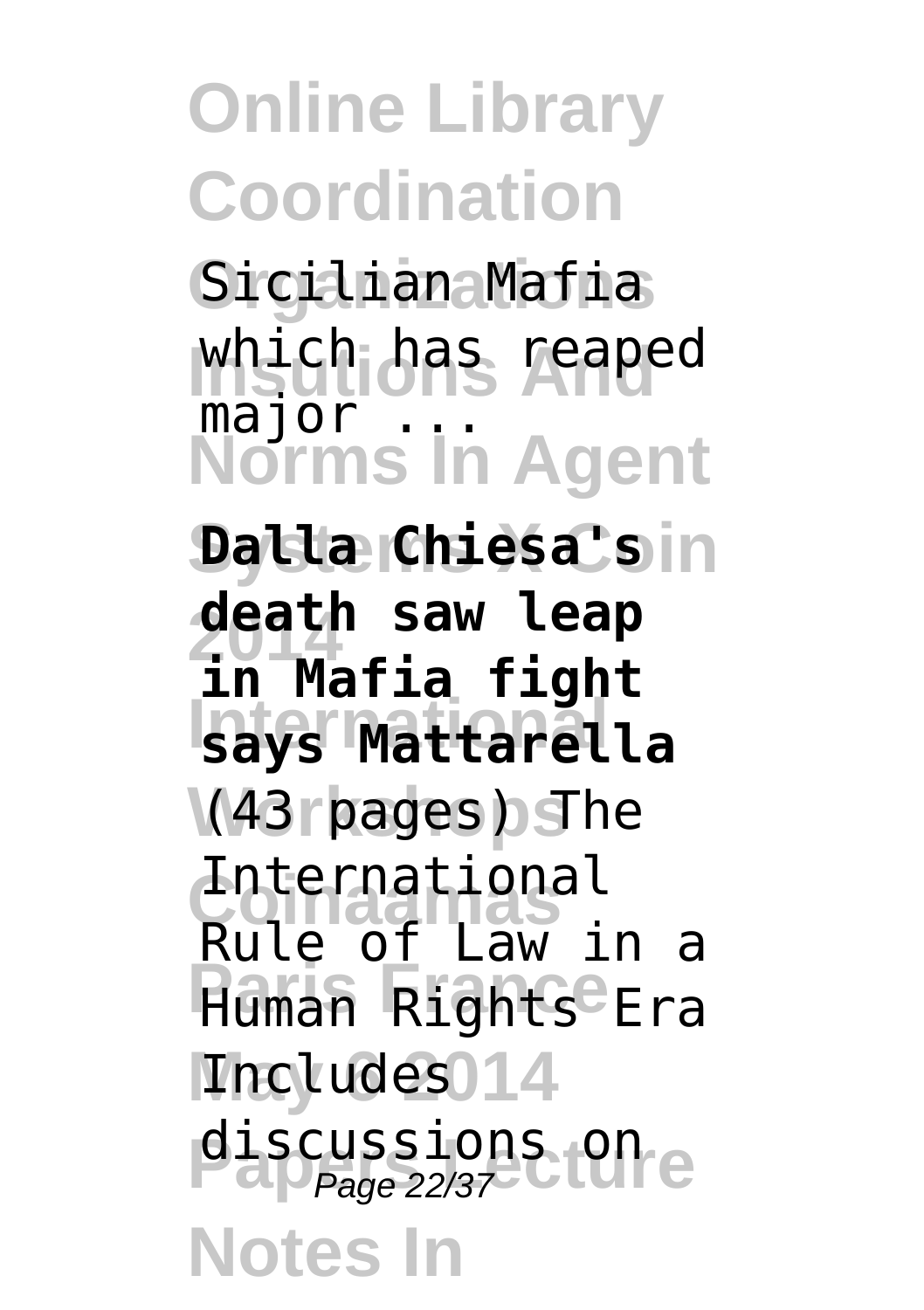Sicilian Mafia which has reaped major ...

**Dalla Chiesa's death saw leap in Mafia fight says Mattarella**

(43 pages) The International Rule of Law in a Human Rights Era Includes discussions on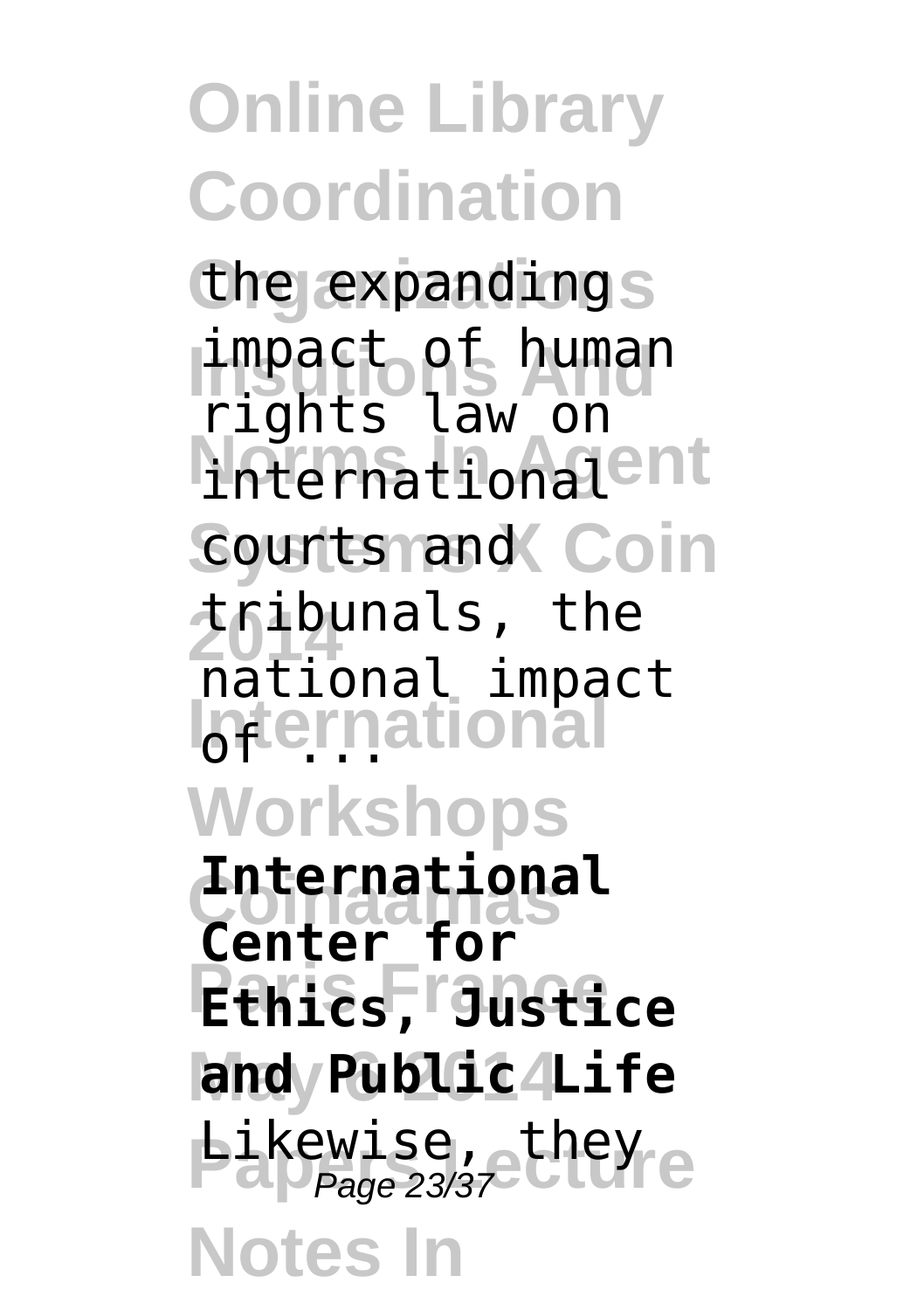the expanding impact of human rights law on international courts and tribunals, the national impact of ...

**International Center for Ethics, Justice and Public Life**

Likewise, they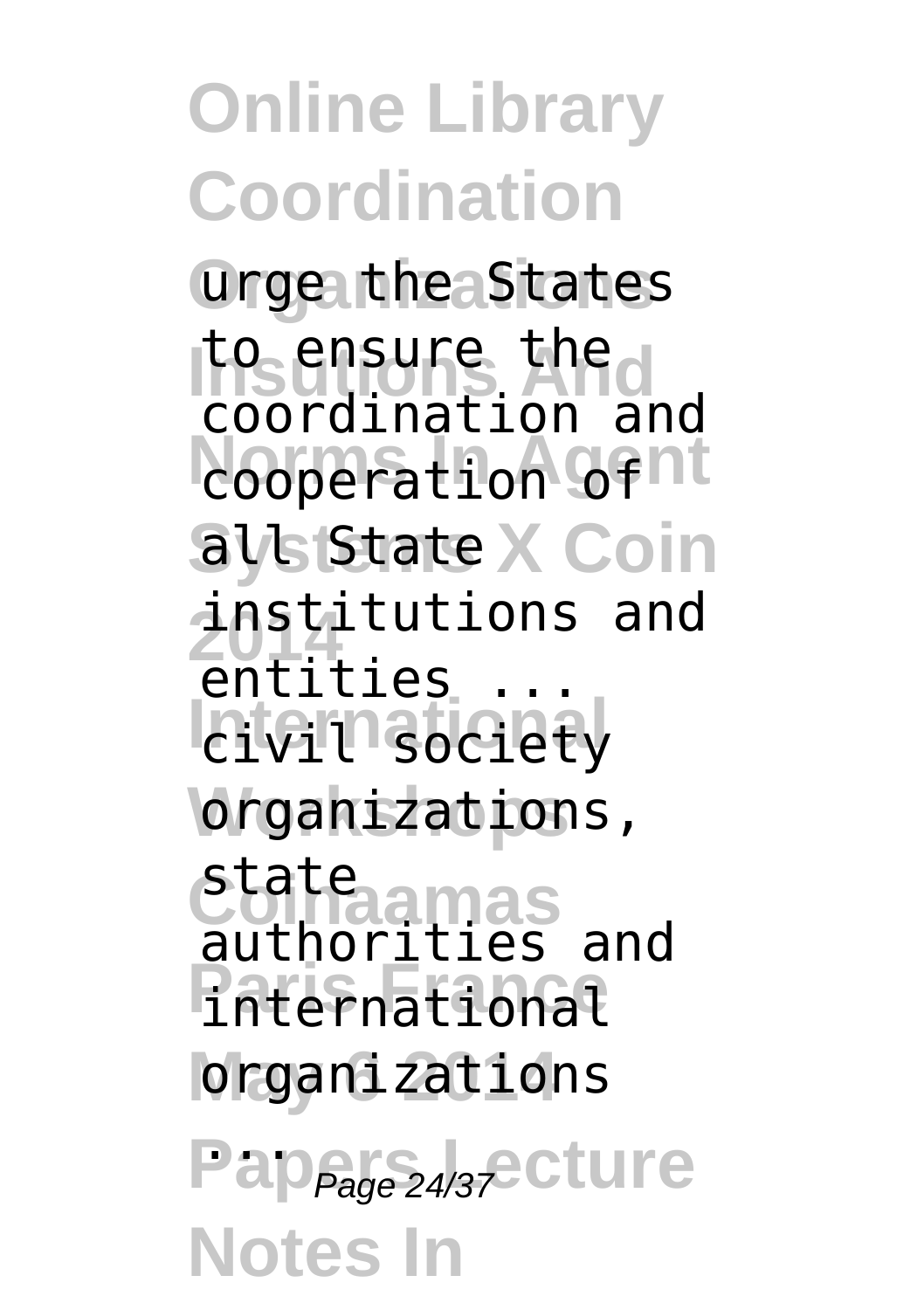urge the States to ensure the coordination and cooperation of all State institutions and entities ... civil society organizations, state authorities and international organizations ...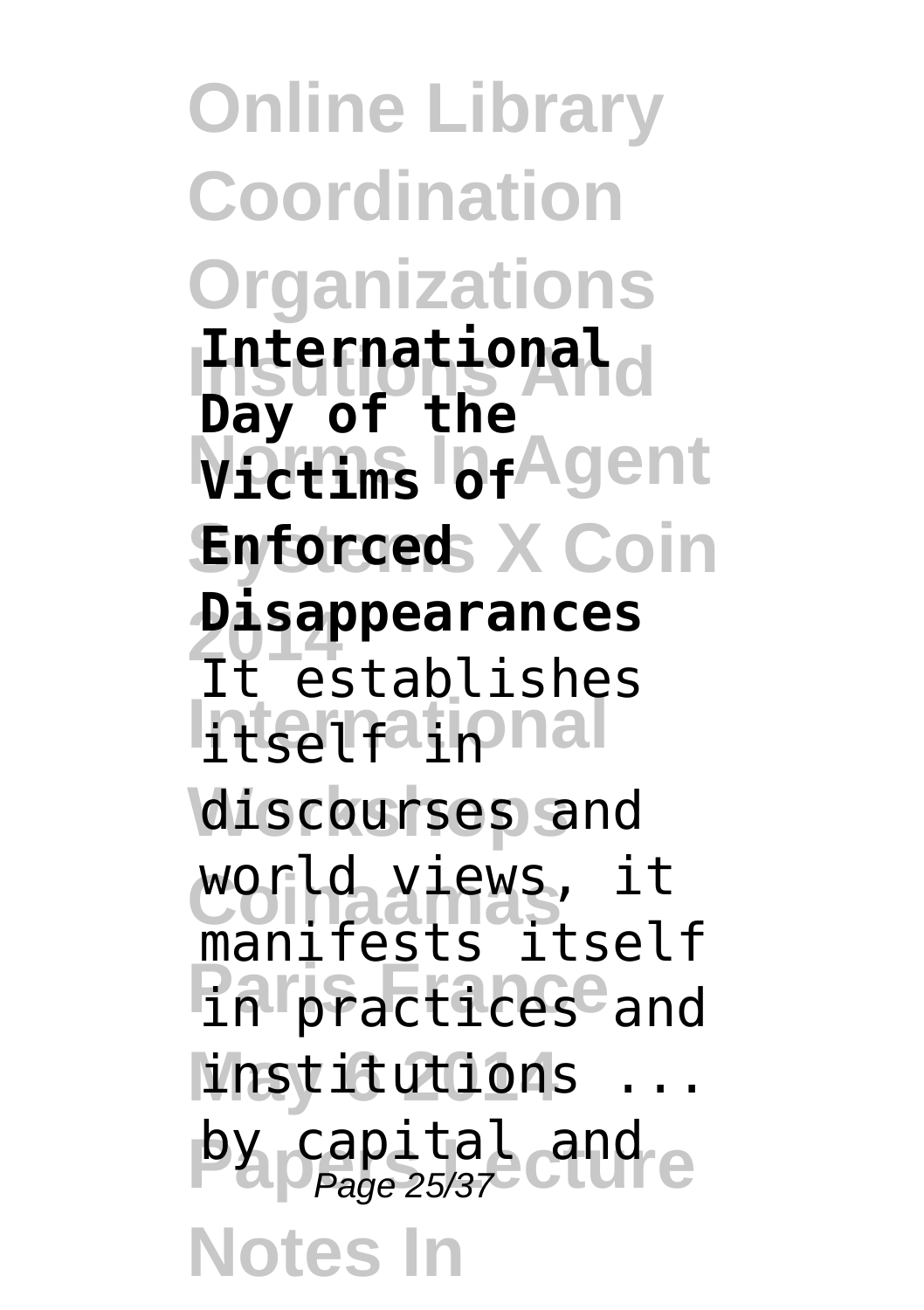**International Day of the Victims of Enforced Disappearances**

It establishes itself in discourses and world views, it manifests itself in practices and institutions ... by capital and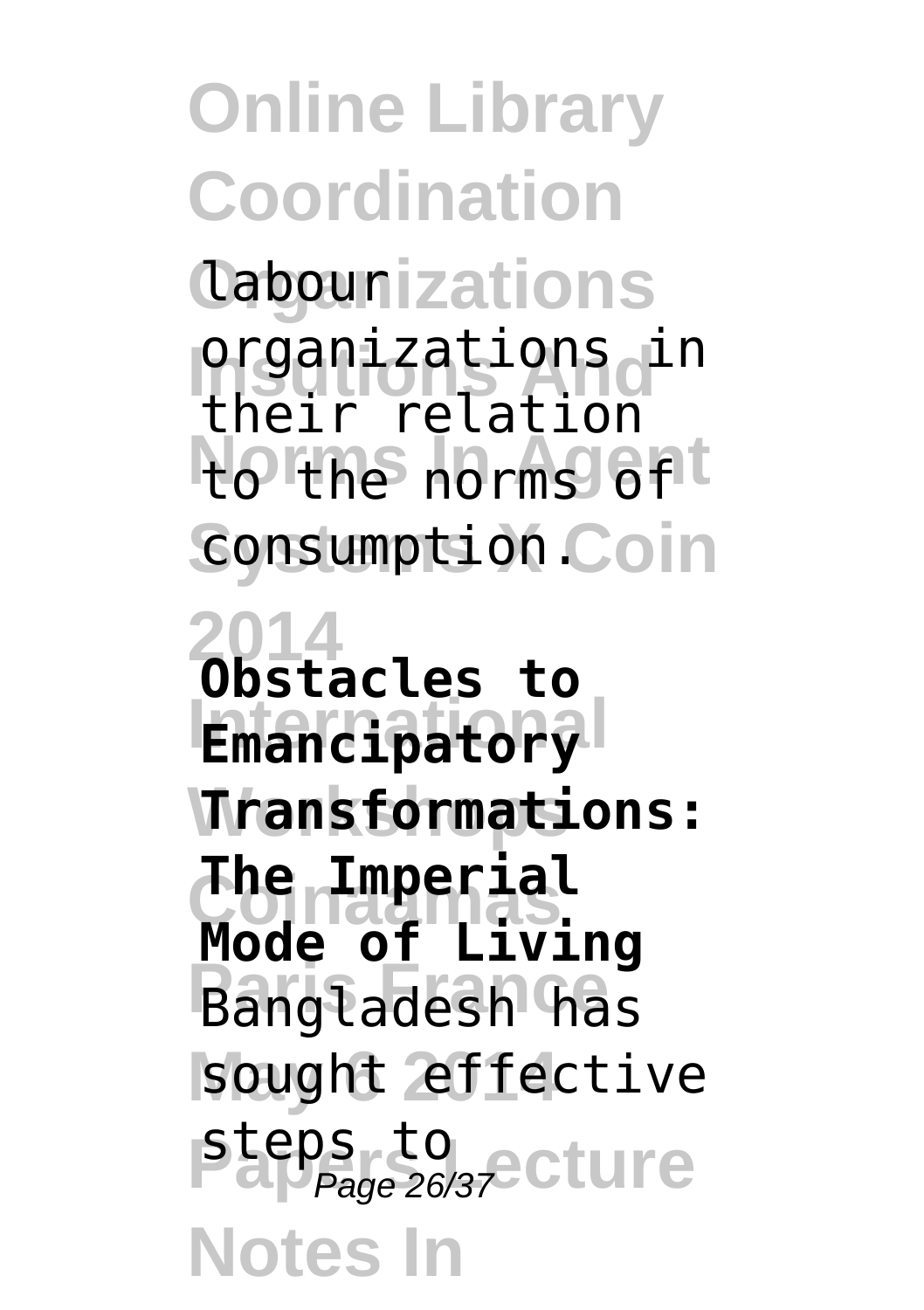labour organizations in their relation to the norms of consumption.

**Obstacles to Emancipatory Transformations: The Imperial Mode of Living**

Bangladesh has sought effective steps to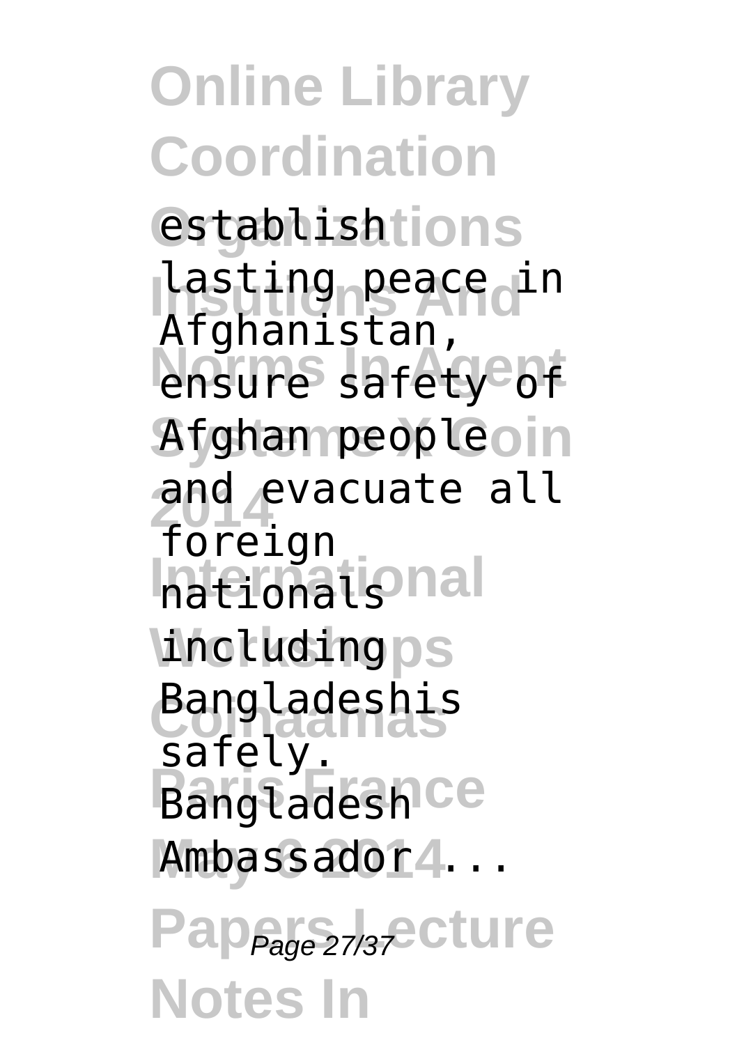establish lasting peace in Afghanistan, ensure safety of Afghan people and evacuate all foreign nationals including Bangladeshis safely. Bangladesh Ambassador ...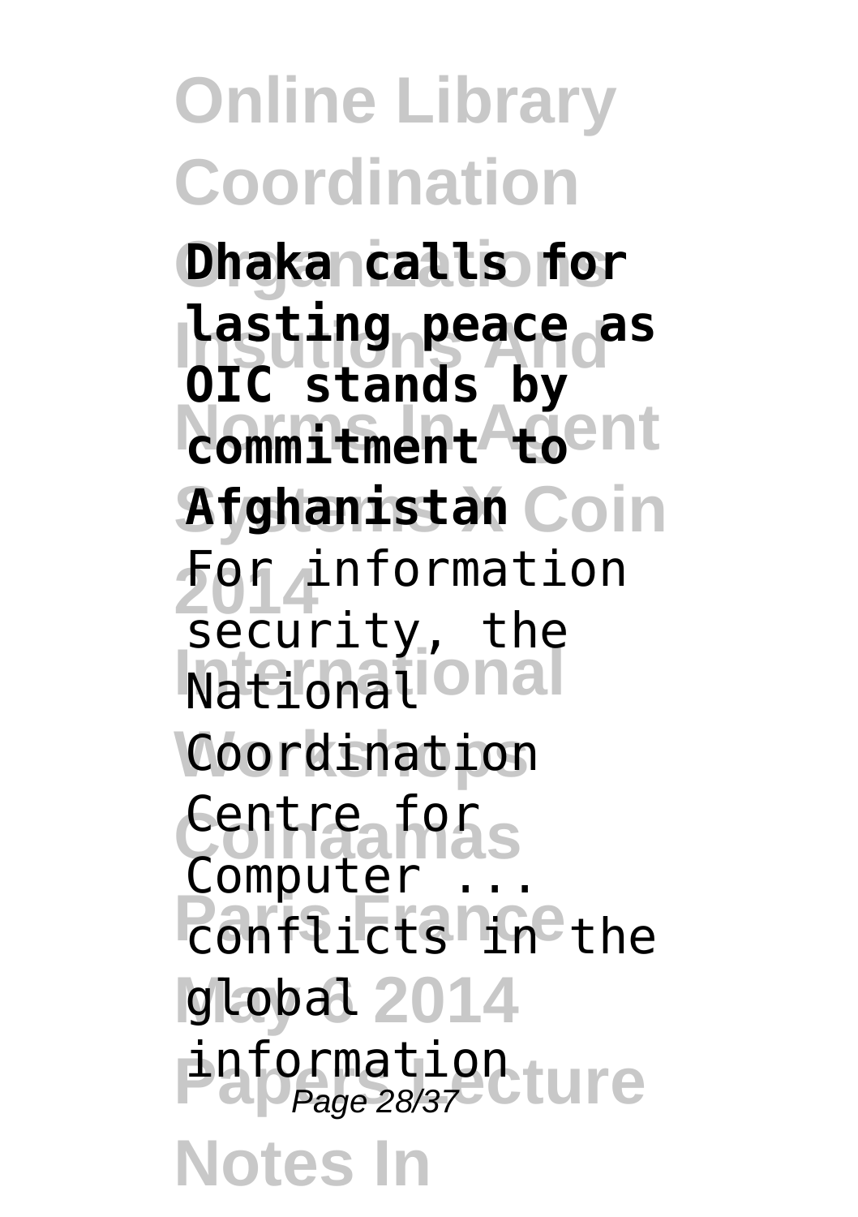**Dhaka calls for lasting peace as OIC stands by commitment to Afghanistan**

For information security, the National Coordination Centre for Computer ...

conflicts in the global information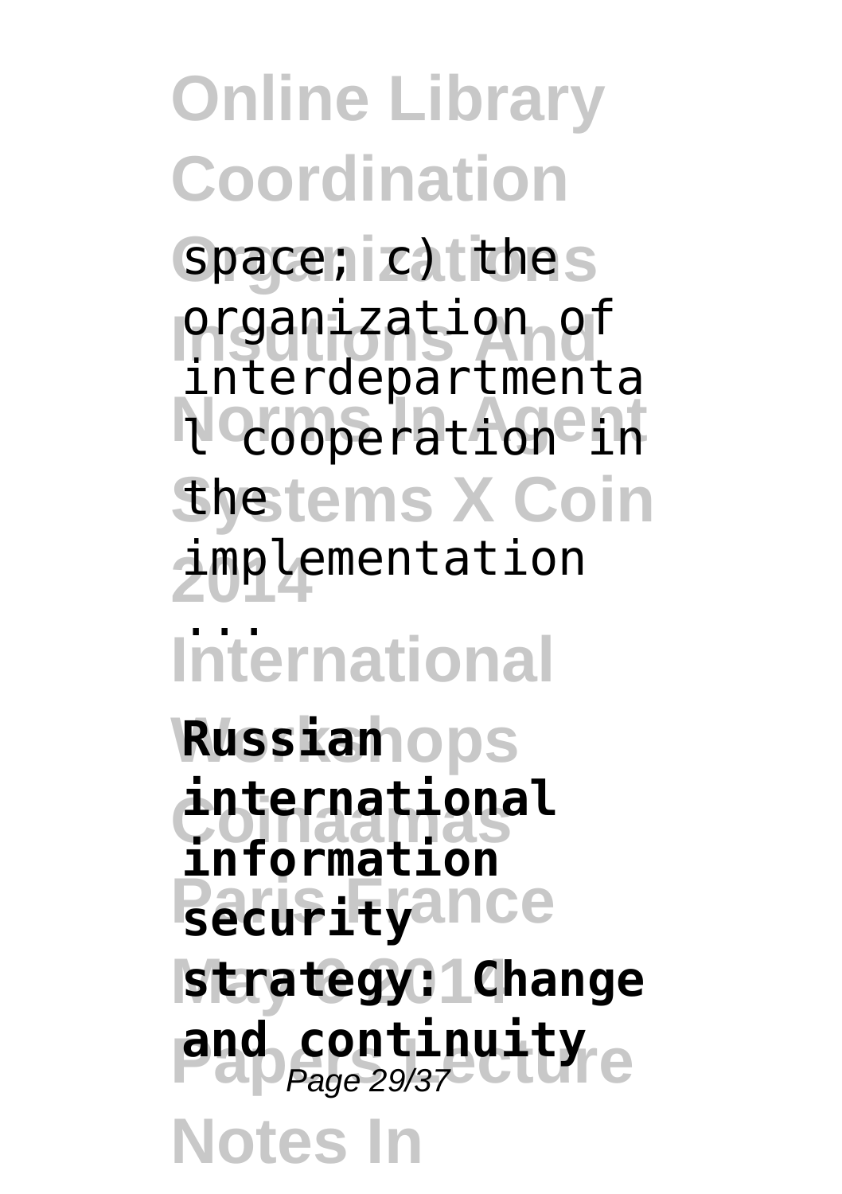space; c) the organization of interdepartmental cooperation in the implementation ...

**Russian international information security strategy: Change and continuity**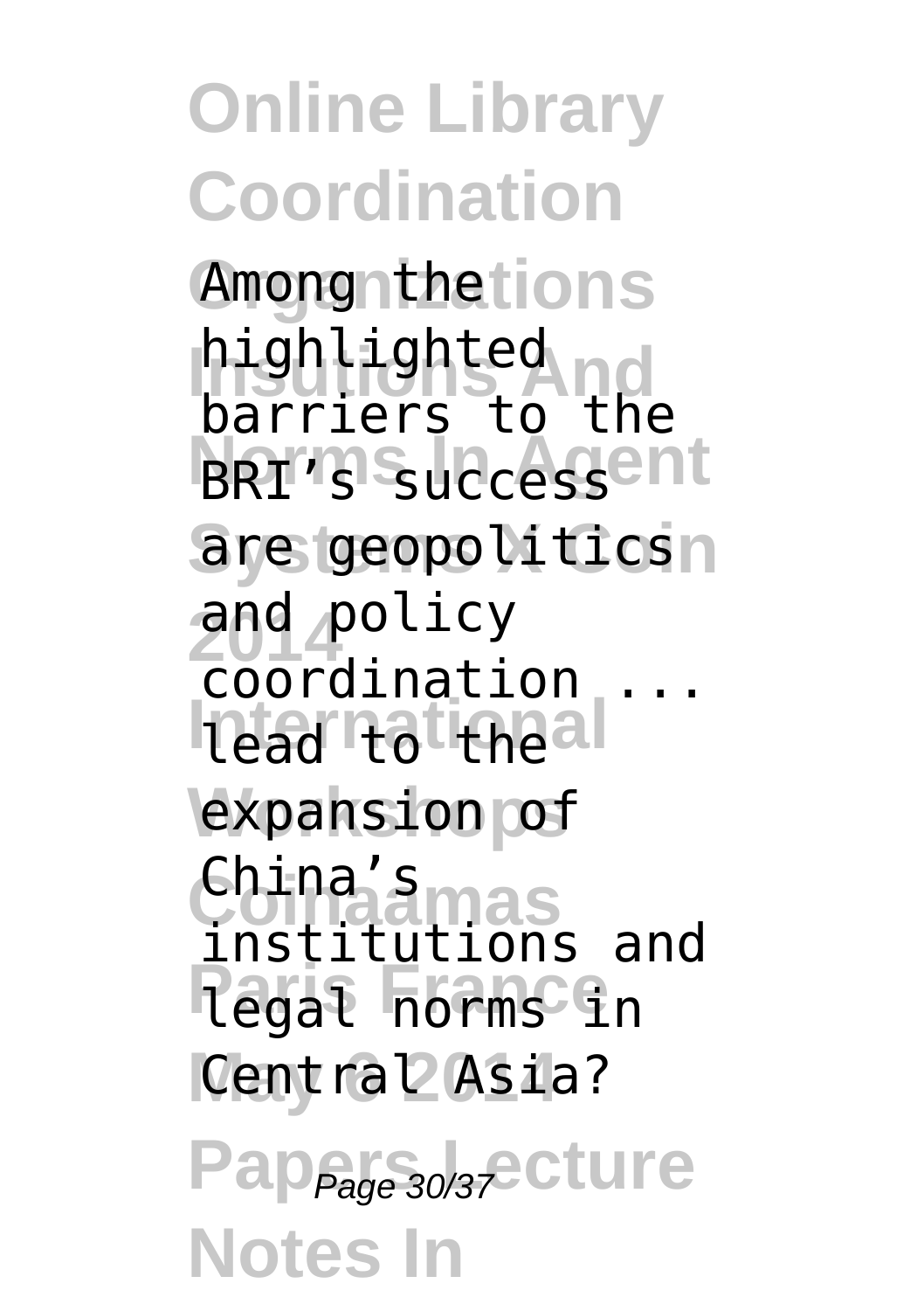Among the highlighted barriers to the BRI's success are geopolitics and policy coordination ... lead to the expansion of China's institutions and legal norms in Central Asia?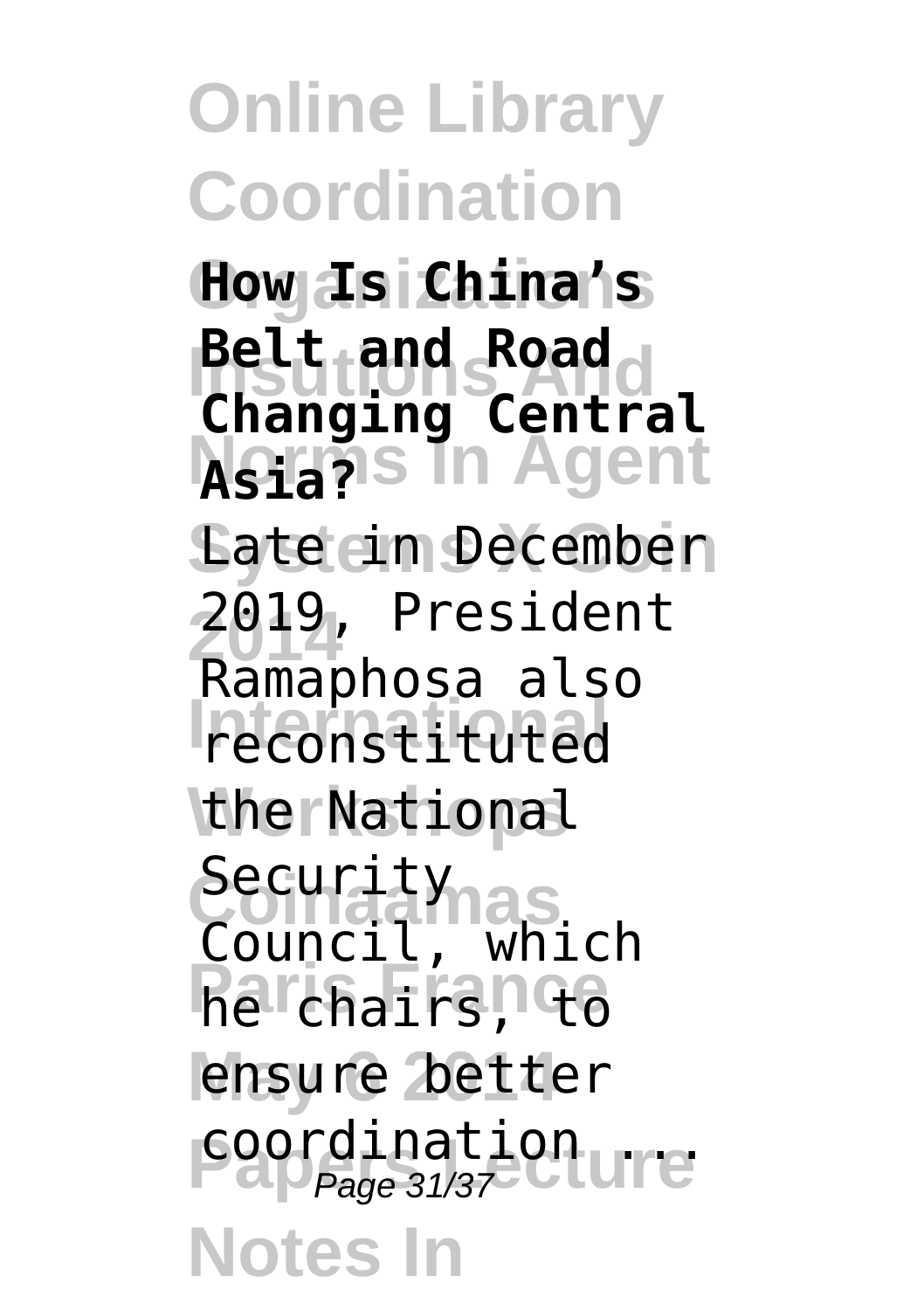**How Is China's Belt and Road Changing Central Asia?**

Late in December 2019, President Ramaphosa also reconstituted the National Security Council, which he chairs, to ensure better coordination ...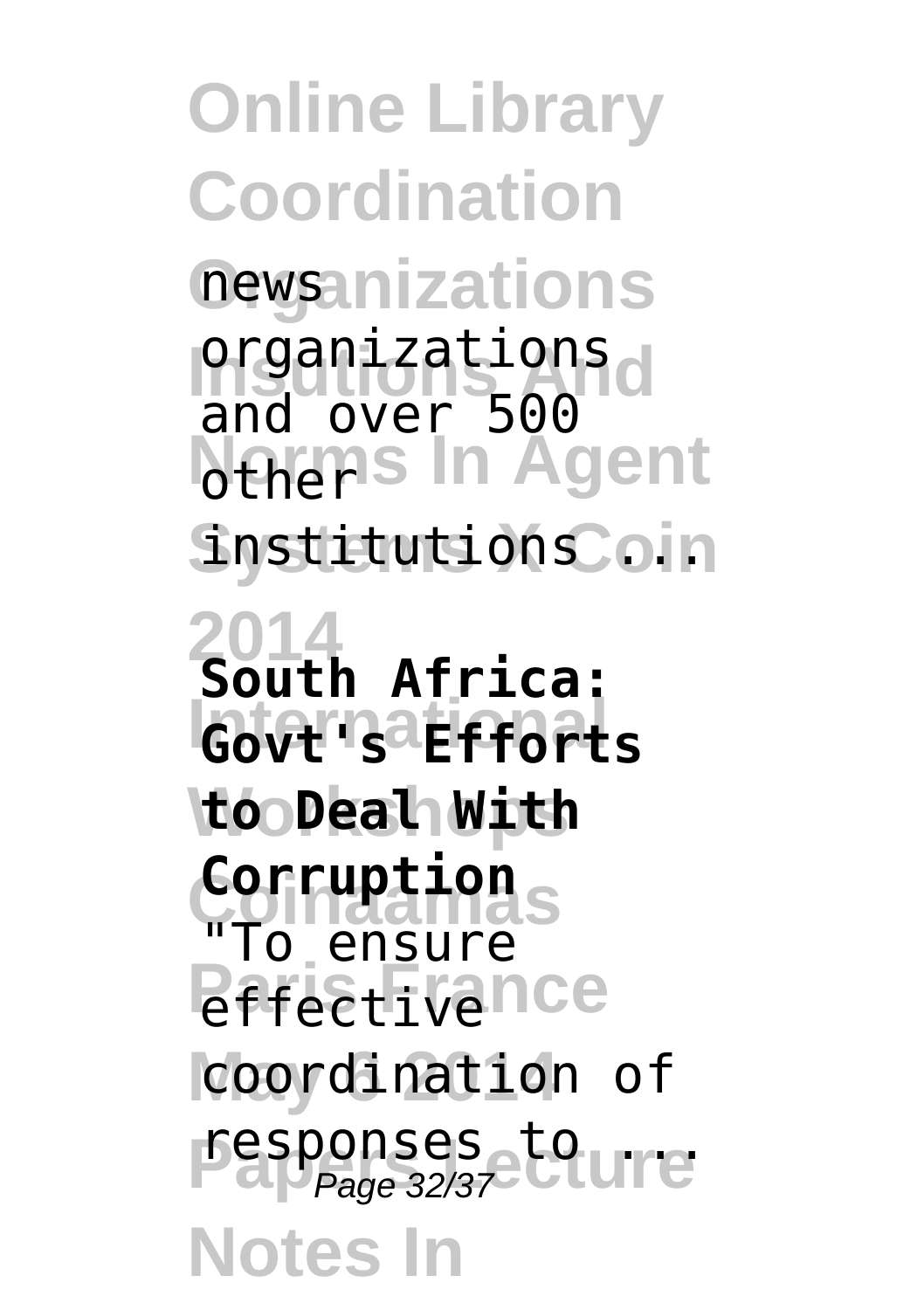news organizations and over 500 other institutions ...

**South Africa: Govt's Efforts to Deal With Corruption**

"To ensure effective coordination of responses to ...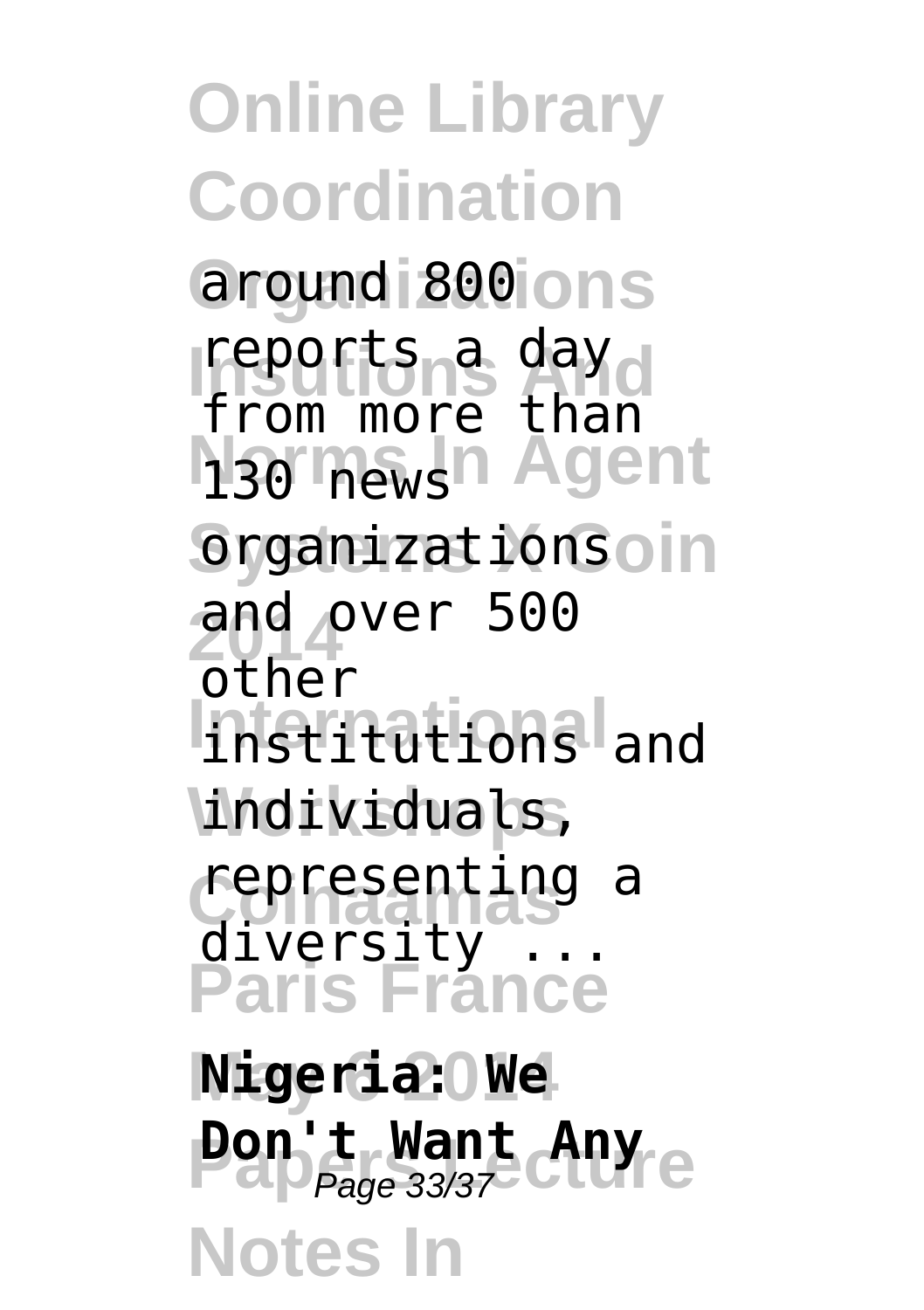around 800 reports a day from more than 130 news organizations and over 500 other institutions and individuals, representing a diversity ...

**Nigeria: We Don't Want Any**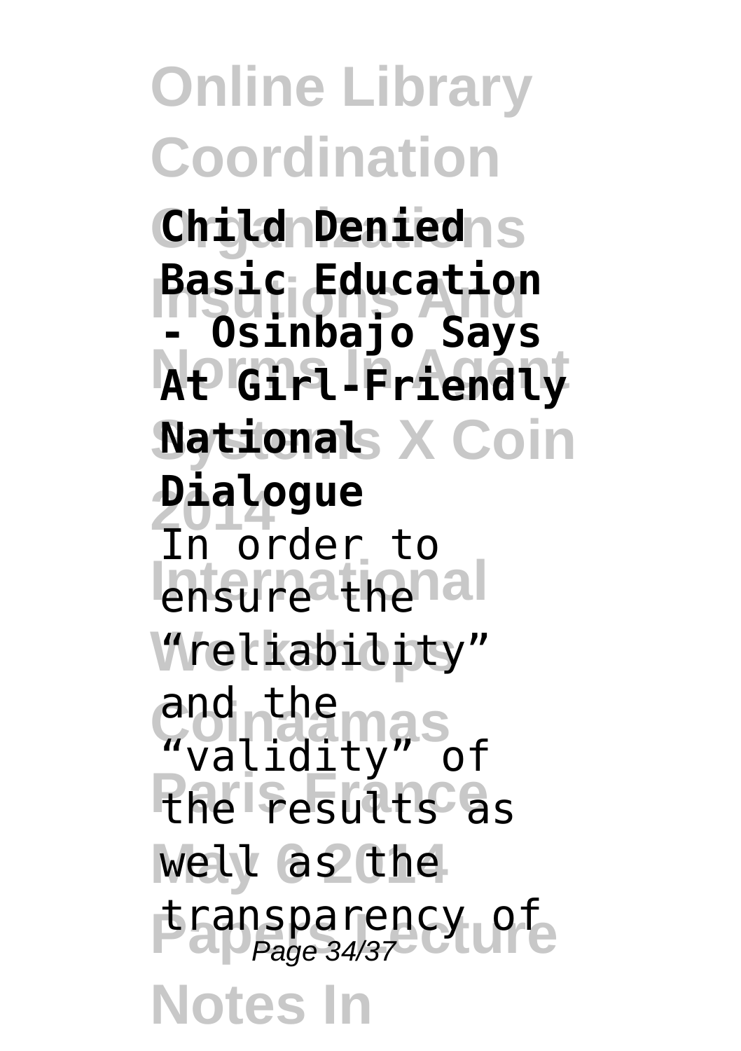**Child Denied Basic Education - Osinbajo Says At Girl-Friendly National Dialogue**

In order to ensure the "reliability" and the "validity" of the results as well as the transparency of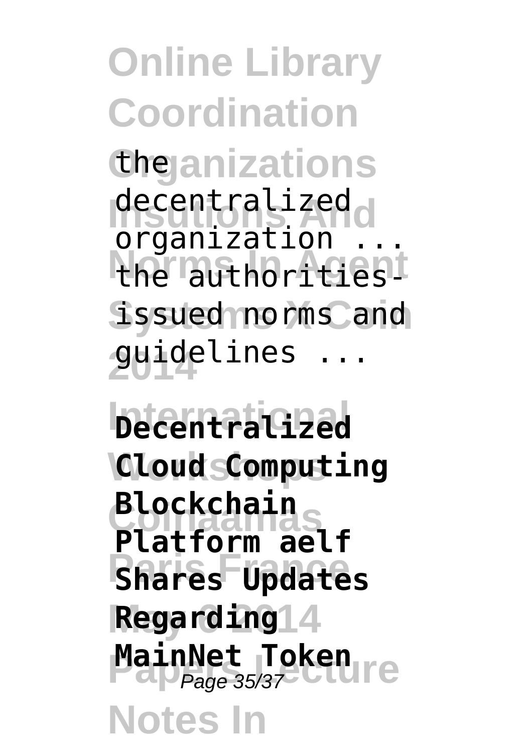the decentralized organization ... the authorities-issued norms and guidelines ...

**Decentralized Cloud Computing Blockchain Platform aelf Shares Updates Regarding MainNet Token**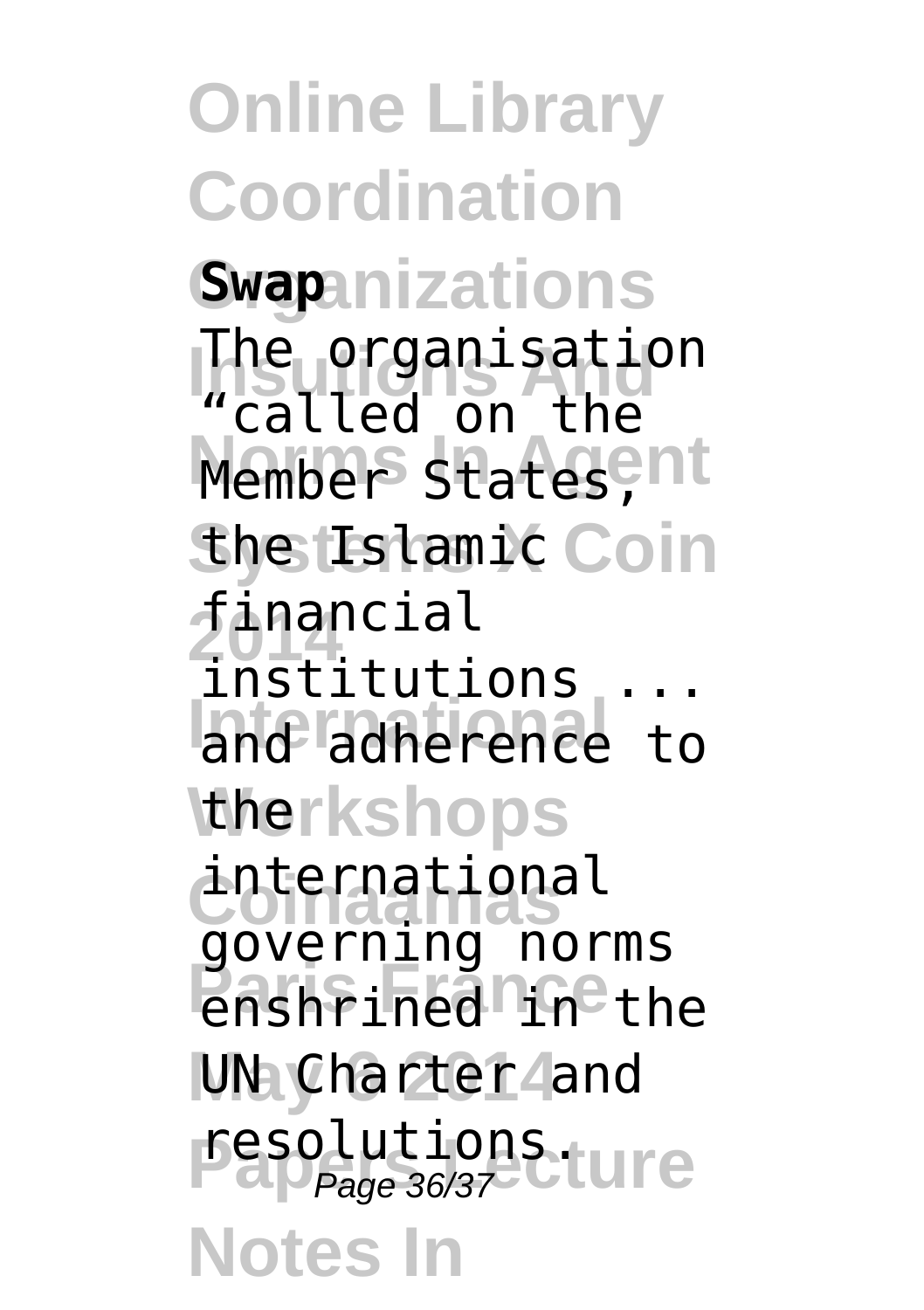**Swap**

The organisation "called on the Member States, the Islamic financial institutions ... and adherence to the international governing norms enshrined in the UN Charter and resolutions.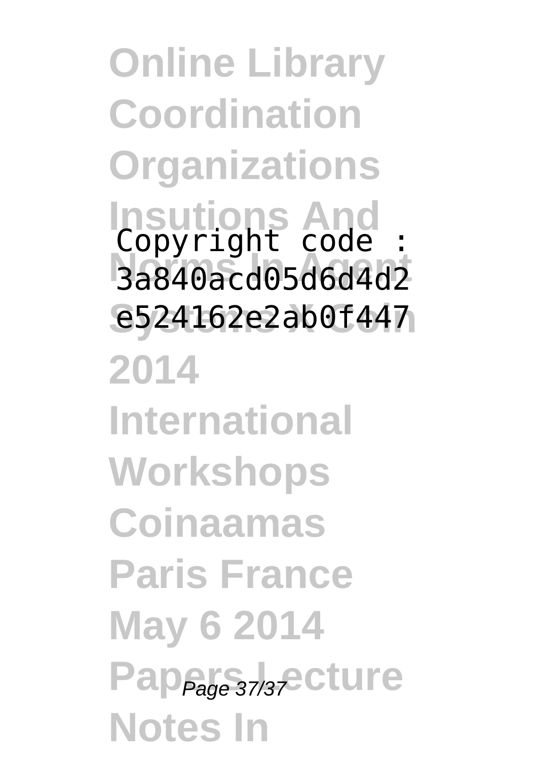Copyright code : 3a840acd05d6d4d2e524162e2ab0f447